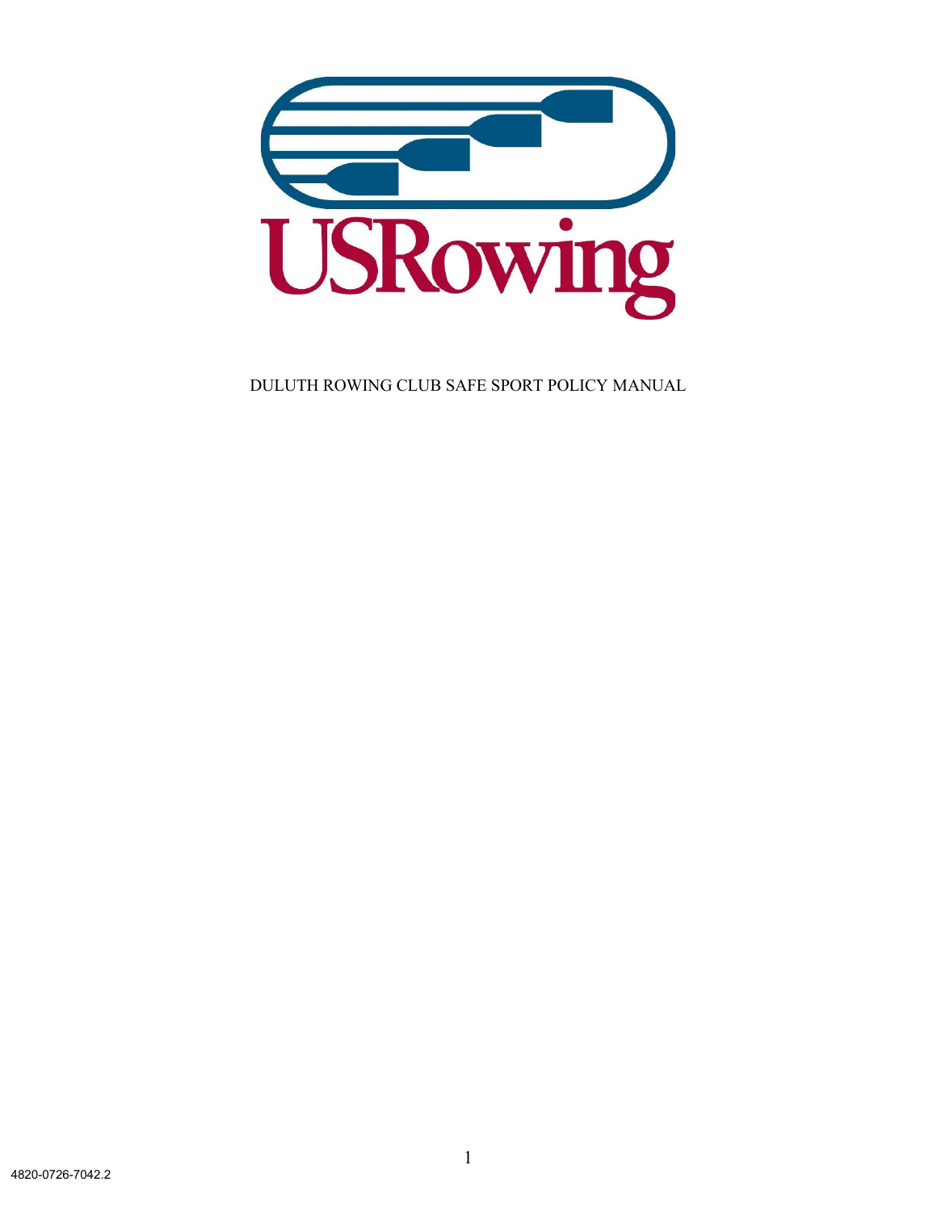USRowing

DULUTH ROWING CLUB SAFE SPORT POLICY MANUAL

4820-0726-7042.2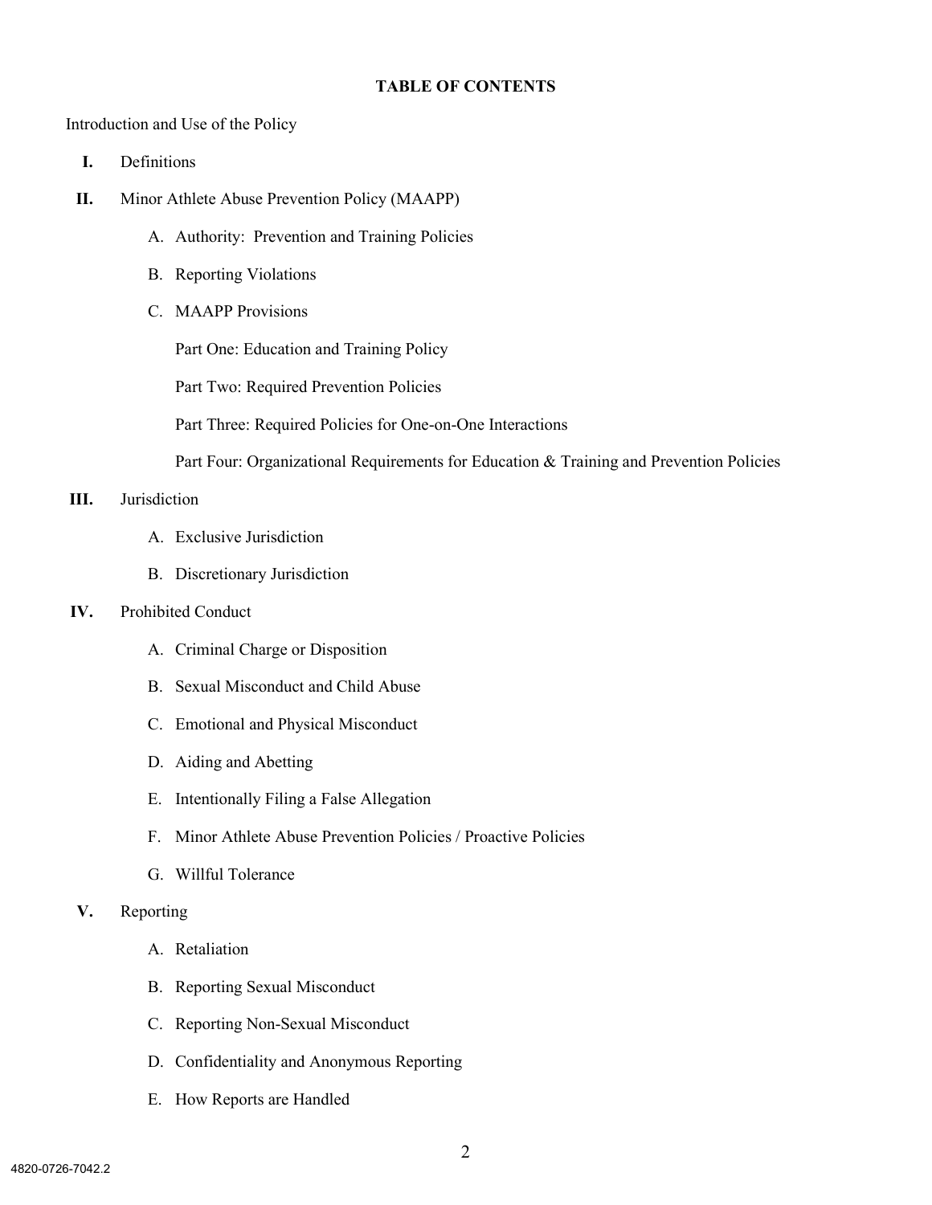## TABLE OF CONTENTS

Introduction and Use of the Policy

**I.** Definitions

**II.** Minor Athlete Abuse Prevention Policy (MAAPP)

- A. Authority: Prevention and Training Policies
- B. Reporting Violations
- C. MAAPP Provisions
  - Part One: Education and Training Policy
  - Part Two: Required Prevention Policies
  - Part Three: Required Policies for One-on-One Interactions
  - Part Four: Organizational Requirements for Education & Training and Prevention Policies

**III.** Jurisdiction

- A. Exclusive Jurisdiction
- B. Discretionary Jurisdiction

**IV.** Prohibited Conduct

- A. Criminal Charge or Disposition
- B. Sexual Misconduct and Child Abuse
- C. Emotional and Physical Misconduct
- D. Aiding and Abetting
- E. Intentionally Filing a False Allegation
- F. Minor Athlete Abuse Prevention Policies / Proactive Policies
- G. Willful Tolerance

**V.** Reporting

- A. Retaliation
- B. Reporting Sexual Misconduct
- C. Reporting Non-Sexual Misconduct
- D. Confidentiality and Anonymous Reporting
- E. How Reports are Handled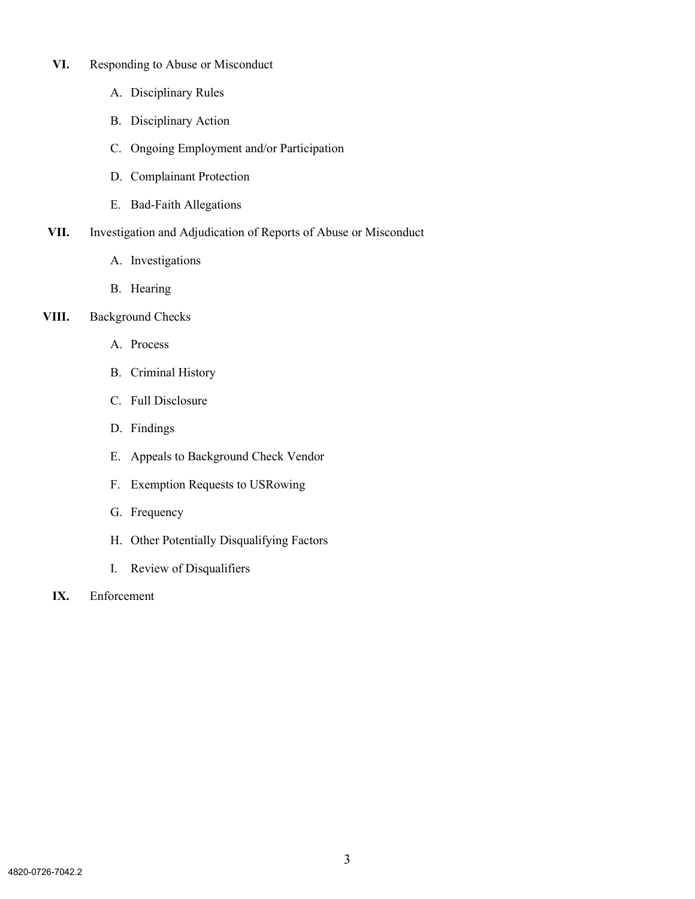**VI.** Responding to Abuse or Misconduct

A. Disciplinary Rules

B. Disciplinary Action

C. Ongoing Employment and/or Participation

D. Complainant Protection

E. Bad-Faith Allegations

**VII.** Investigation and Adjudication of Reports of Abuse or Misconduct

A. Investigations

B. Hearing

**VIII.** Background Checks

A. Process

B. Criminal History

C. Full Disclosure

D. Findings

E. Appeals to Background Check Vendor

F. Exemption Requests to USRowing

G. Frequency

H. Other Potentially Disqualifying Factors

I. Review of Disqualifiers

**IX.** Enforcement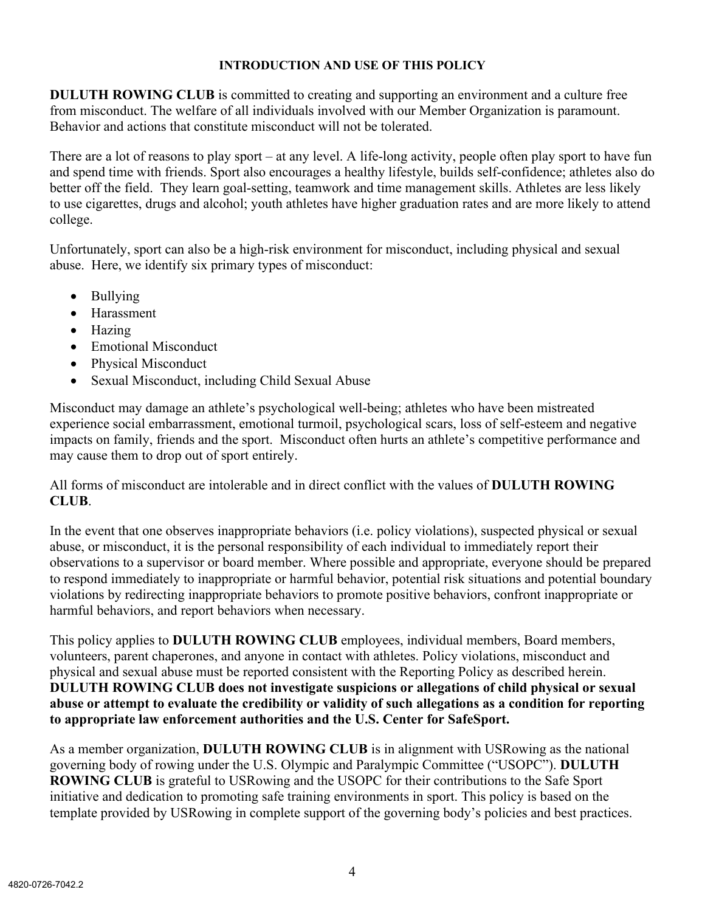## INTRODUCTION AND USE OF THIS POLICY

**DULUTH ROWING CLUB** is committed to creating and supporting an environment and a culture free from misconduct. The welfare of all individuals involved with our Member Organization is paramount. Behavior and actions that constitute misconduct will not be tolerated.

There are a lot of reasons to play sport – at any level. A life-long activity, people often play sport to have fun and spend time with friends. Sport also encourages a healthy lifestyle, builds self-confidence; athletes also do better off the field. They learn goal-setting, teamwork and time management skills. Athletes are less likely to use cigarettes, drugs and alcohol; youth athletes have higher graduation rates and are more likely to attend college.

Unfortunately, sport can also be a high-risk environment for misconduct, including physical and sexual abuse. Here, we identify six primary types of misconduct:

- Bullying
- Harassment
- Hazing
- Emotional Misconduct
- Physical Misconduct
- Sexual Misconduct, including Child Sexual Abuse

Misconduct may damage an athlete's psychological well-being; athletes who have been mistreated experience social embarrassment, emotional turmoil, psychological scars, loss of self-esteem and negative impacts on family, friends and the sport. Misconduct often hurts an athlete's competitive performance and may cause them to drop out of sport entirely.

All forms of misconduct are intolerable and in direct conflict with the values of **DULUTH ROWING CLUB**.

In the event that one observes inappropriate behaviors (i.e. policy violations), suspected physical or sexual abuse, or misconduct, it is the personal responsibility of each individual to immediately report their observations to a supervisor or board member. Where possible and appropriate, everyone should be prepared to respond immediately to inappropriate or harmful behavior, potential risk situations and potential boundary violations by redirecting inappropriate behaviors to promote positive behaviors, confront inappropriate or harmful behaviors, and report behaviors when necessary.

This policy applies to **DULUTH ROWING CLUB** employees, individual members, Board members, volunteers, parent chaperones, and anyone in contact with athletes. Policy violations, misconduct and physical and sexual abuse must be reported consistent with the Reporting Policy as described herein. **DULUTH ROWING CLUB does not investigate suspicions or allegations of child physical or sexual abuse or attempt to evaluate the credibility or validity of such allegations as a condition for reporting to appropriate law enforcement authorities and the U.S. Center for SafeSport.**

As a member organization, **DULUTH ROWING CLUB** is in alignment with USRowing as the national governing body of rowing under the U.S. Olympic and Paralympic Committee ("USOPC"). **DULUTH ROWING CLUB** is grateful to USRowing and the USOPC for their contributions to the Safe Sport initiative and dedication to promoting safe training environments in sport. This policy is based on the template provided by USRowing in complete support of the governing body's policies and best practices.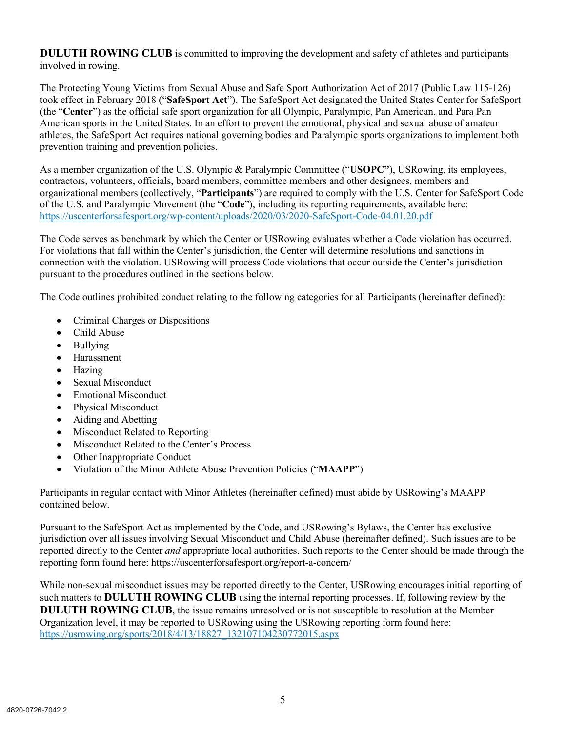**DULUTH ROWING CLUB** is committed to improving the development and safety of athletes and participants involved in rowing.

The Protecting Young Victims from Sexual Abuse and Safe Sport Authorization Act of 2017 (Public Law 115-126) took effect in February 2018 ("**SafeSport Act**"). The SafeSport Act designated the United States Center for SafeSport (the "**Center**") as the official safe sport organization for all Olympic, Paralympic, Pan American, and Para Pan American sports in the United States. In an effort to prevent the emotional, physical and sexual abuse of amateur athletes, the SafeSport Act requires national governing bodies and Paralympic sports organizations to implement both prevention training and prevention policies.

As a member organization of the U.S. Olympic & Paralympic Committee ("**USOPC"**), USRowing, its employees, contractors, volunteers, officials, board members, committee members and other designees, members and organizational members (collectively, "**Participants**") are required to comply with the U.S. Center for SafeSport Code of the U.S. and Paralympic Movement (the "**Code**"), including its reporting requirements, available here: https://uscenterforsafesport.org/wp-content/uploads/2020/03/2020-SafeSport-Code-04.01.20.pdf

The Code serves as benchmark by which the Center or USRowing evaluates whether a Code violation has occurred. For violations that fall within the Center's jurisdiction, the Center will determine resolutions and sanctions in connection with the violation. USRowing will process Code violations that occur outside the Center's jurisdiction pursuant to the procedures outlined in the sections below.

The Code outlines prohibited conduct relating to the following categories for all Participants (hereinafter defined):

- Criminal Charges or Dispositions
- Child Abuse
- Bullying
- Harassment
- Hazing
- Sexual Misconduct
- Emotional Misconduct
- Physical Misconduct
- Aiding and Abetting
- Misconduct Related to Reporting
- Misconduct Related to the Center's Process
- Other Inappropriate Conduct
- Violation of the Minor Athlete Abuse Prevention Policies ("**MAAPP**")

Participants in regular contact with Minor Athletes (hereinafter defined) must abide by USRowing's MAAPP contained below.

Pursuant to the SafeSport Act as implemented by the Code, and USRowing's Bylaws, the Center has exclusive jurisdiction over all issues involving Sexual Misconduct and Child Abuse (hereinafter defined). Such issues are to be reported directly to the Center *and* appropriate local authorities. Such reports to the Center should be made through the reporting form found here: https://uscenterforsafesport.org/report-a-concern/

While non-sexual misconduct issues may be reported directly to the Center, USRowing encourages initial reporting of such matters to **DULUTH ROWING CLUB** using the internal reporting processes. If, following review by the **DULUTH ROWING CLUB**, the issue remains unresolved or is not susceptible to resolution at the Member Organization level, it may be reported to USRowing using the USRowing reporting form found here: https://usrowing.org/sports/2018/4/13/18827_132107104230772015.aspx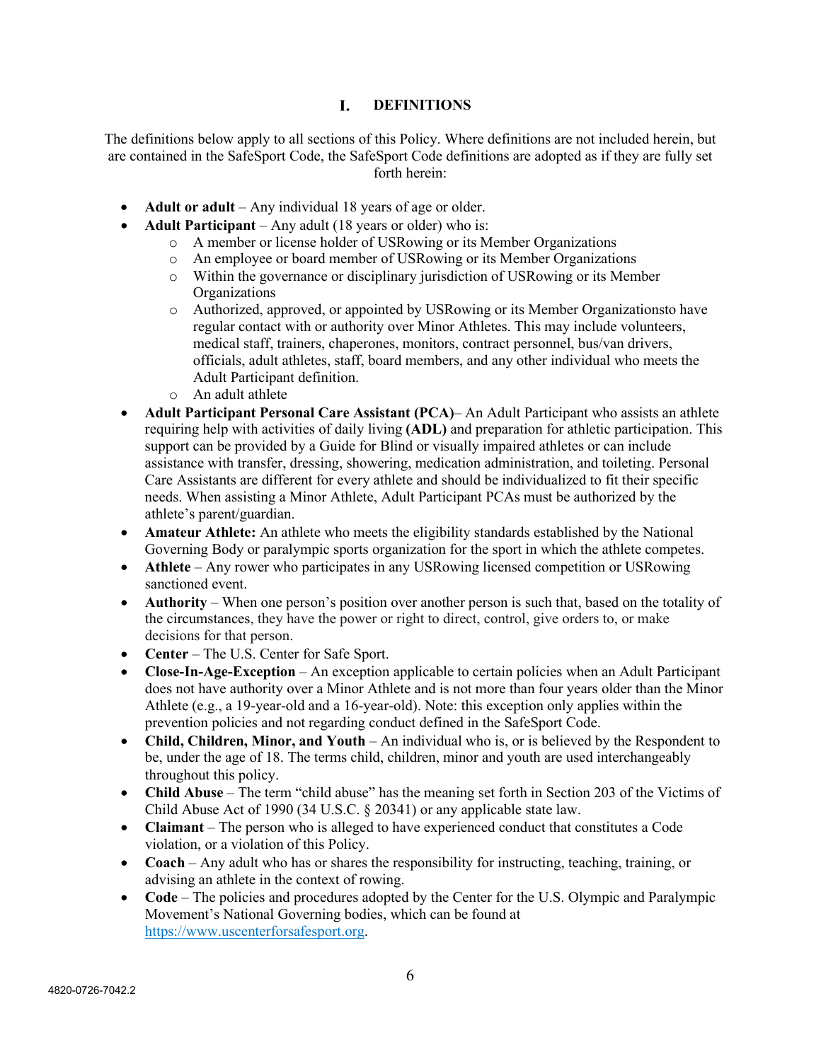## I. DEFINITIONS

The definitions below apply to all sections of this Policy. Where definitions are not included herein, but are contained in the SafeSport Code, the SafeSport Code definitions are adopted as if they are fully set forth herein:

- **Adult or adult** – Any individual 18 years of age or older.
- **Adult Participant** – Any adult (18 years or older) who is:
  - A member or license holder of USRowing or its Member Organizations
  - An employee or board member of USRowing or its Member Organizations
  - Within the governance or disciplinary jurisdiction of USRowing or its Member Organizations
  - Authorized, approved, or appointed by USRowing or its Member Organizationsto have regular contact with or authority over Minor Athletes. This may include volunteers, medical staff, trainers, chaperones, monitors, contract personnel, bus/van drivers, officials, adult athletes, staff, board members, and any other individual who meets the Adult Participant definition.
  - An adult athlete
- **Adult Participant Personal Care Assistant (PCA)**– An Adult Participant who assists an athlete requiring help with activities of daily living **(ADL)** and preparation for athletic participation. This support can be provided by a Guide for Blind or visually impaired athletes or can include assistance with transfer, dressing, showering, medication administration, and toileting. Personal Care Assistants are different for every athlete and should be individualized to fit their specific needs. When assisting a Minor Athlete, Adult Participant PCAs must be authorized by the athlete's parent/guardian.
- **Amateur Athlete:** An athlete who meets the eligibility standards established by the National Governing Body or paralympic sports organization for the sport in which the athlete competes.
- **Athlete** – Any rower who participates in any USRowing licensed competition or USRowing sanctioned event.
- **Authority** – When one person's position over another person is such that, based on the totality of the circumstances, they have the power or right to direct, control, give orders to, or make decisions for that person.
- **Center** – The U.S. Center for Safe Sport.
- **Close-In-Age-Exception** – An exception applicable to certain policies when an Adult Participant does not have authority over a Minor Athlete and is not more than four years older than the Minor Athlete (e.g., a 19-year-old and a 16-year-old). Note: this exception only applies within the prevention policies and not regarding conduct defined in the SafeSport Code.
- **Child, Children, Minor, and Youth** – An individual who is, or is believed by the Respondent to be, under the age of 18. The terms child, children, minor and youth are used interchangeably throughout this policy.
- **Child Abuse** – The term "child abuse" has the meaning set forth in Section 203 of the Victims of Child Abuse Act of 1990 (34 U.S.C. § 20341) or any applicable state law.
- **Claimant** – The person who is alleged to have experienced conduct that constitutes a Code violation, or a violation of this Policy.
- **Coach** – Any adult who has or shares the responsibility for instructing, teaching, training, or advising an athlete in the context of rowing.
- **Code** – The policies and procedures adopted by the Center for the U.S. Olympic and Paralympic Movement's National Governing bodies, which can be found at [https://www.uscenterforsafesport.org](https://www.uscenterforsafesport.org).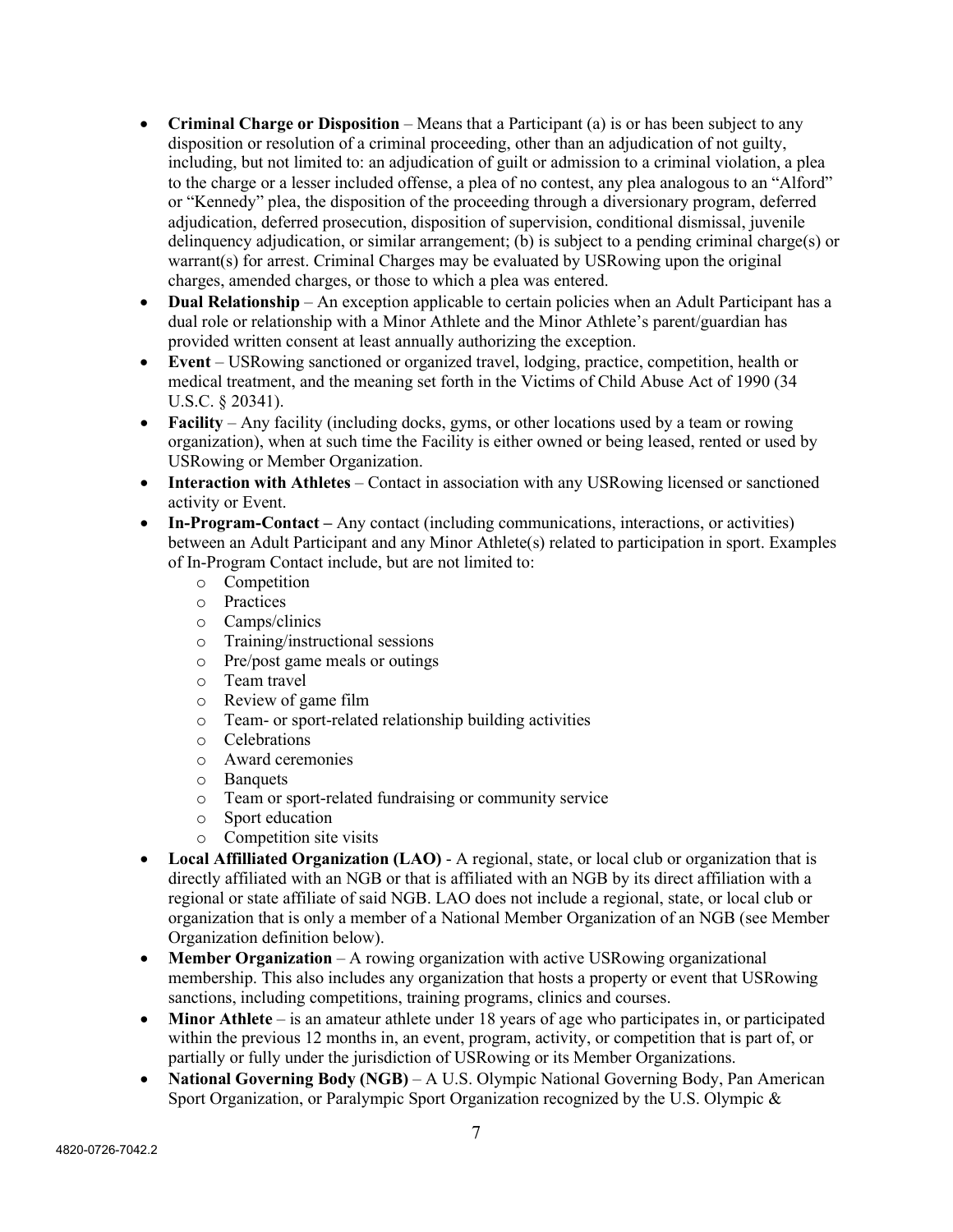- **Criminal Charge or Disposition** – Means that a Participant (a) is or has been subject to any disposition or resolution of a criminal proceeding, other than an adjudication of not guilty, including, but not limited to: an adjudication of guilt or admission to a criminal violation, a plea to the charge or a lesser included offense, a plea of no contest, any plea analogous to an "Alford" or "Kennedy" plea, the disposition of the proceeding through a diversionary program, deferred adjudication, deferred prosecution, disposition of supervision, conditional dismissal, juvenile delinquency adjudication, or similar arrangement; (b) is subject to a pending criminal charge(s) or warrant(s) for arrest. Criminal Charges may be evaluated by USRowing upon the original charges, amended charges, or those to which a plea was entered.
- **Dual Relationship** – An exception applicable to certain policies when an Adult Participant has a dual role or relationship with a Minor Athlete and the Minor Athlete's parent/guardian has provided written consent at least annually authorizing the exception.
- **Event** – USRowing sanctioned or organized travel, lodging, practice, competition, health or medical treatment, and the meaning set forth in the Victims of Child Abuse Act of 1990 (34 U.S.C. § 20341).
- **Facility** – Any facility (including docks, gyms, or other locations used by a team or rowing organization), when at such time the Facility is either owned or being leased, rented or used by USRowing or Member Organization.
- **Interaction with Athletes** – Contact in association with any USRowing licensed or sanctioned activity or Event.
- **In-Program-Contact –** Any contact (including communications, interactions, or activities) between an Adult Participant and any Minor Athlete(s) related to participation in sport. Examples of In-Program Contact include, but are not limited to:
  - Competition
  - Practices
  - Camps/clinics
  - Training/instructional sessions
  - Pre/post game meals or outings
  - Team travel
  - Review of game film
  - Team- or sport-related relationship building activities
  - Celebrations
  - Award ceremonies
  - Banquets
  - Team or sport-related fundraising or community service
  - Sport education
  - Competition site visits
- **Local Affilliated Organization (LAO)** - A regional, state, or local club or organization that is directly affiliated with an NGB or that is affiliated with an NGB by its direct affiliation with a regional or state affiliate of said NGB. LAO does not include a regional, state, or local club or organization that is only a member of a National Member Organization of an NGB (see Member Organization definition below).
- **Member Organization** – A rowing organization with active USRowing organizational membership. This also includes any organization that hosts a property or event that USRowing sanctions, including competitions, training programs, clinics and courses.
- **Minor Athlete** – is an amateur athlete under 18 years of age who participates in, or participated within the previous 12 months in, an event, program, activity, or competition that is part of, or partially or fully under the jurisdiction of USRowing or its Member Organizations.
- **National Governing Body (NGB)** – A U.S. Olympic National Governing Body, Pan American Sport Organization, or Paralympic Sport Organization recognized by the U.S. Olympic &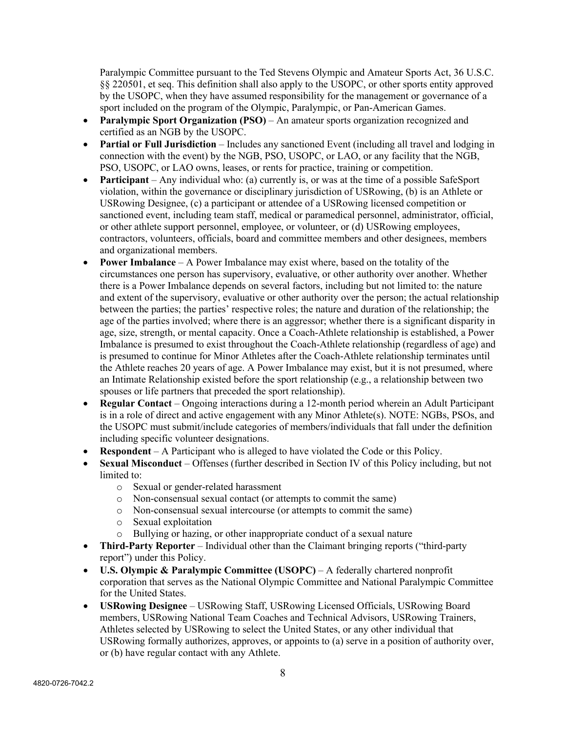Paralympic Committee pursuant to the Ted Stevens Olympic and Amateur Sports Act, 36 U.S.C. §§ 220501, et seq. This definition shall also apply to the USOPC, or other sports entity approved by the USOPC, when they have assumed responsibility for the management or governance of a sport included on the program of the Olympic, Paralympic, or Pan-American Games.

- **Paralympic Sport Organization (PSO)** – An amateur sports organization recognized and certified as an NGB by the USOPC.
- **Partial or Full Jurisdiction** – Includes any sanctioned Event (including all travel and lodging in connection with the event) by the NGB, PSO, USOPC, or LAO, or any facility that the NGB, PSO, USOPC, or LAO owns, leases, or rents for practice, training or competition.
- **Participant** – Any individual who: (a) currently is, or was at the time of a possible SafeSport violation, within the governance or disciplinary jurisdiction of USRowing, (b) is an Athlete or USRowing Designee, (c) a participant or attendee of a USRowing licensed competition or sanctioned event, including team staff, medical or paramedical personnel, administrator, official, or other athlete support personnel, employee, or volunteer, or (d) USRowing employees, contractors, volunteers, officials, board and committee members and other designees, members and organizational members.
- **Power Imbalance** – A Power Imbalance may exist where, based on the totality of the circumstances one person has supervisory, evaluative, or other authority over another. Whether there is a Power Imbalance depends on several factors, including but not limited to: the nature and extent of the supervisory, evaluative or other authority over the person; the actual relationship between the parties; the parties' respective roles; the nature and duration of the relationship; the age of the parties involved; where there is an aggressor; whether there is a significant disparity in age, size, strength, or mental capacity. Once a Coach-Athlete relationship is established, a Power Imbalance is presumed to exist throughout the Coach-Athlete relationship (regardless of age) and is presumed to continue for Minor Athletes after the Coach-Athlete relationship terminates until the Athlete reaches 20 years of age. A Power Imbalance may exist, but it is not presumed, where an Intimate Relationship existed before the sport relationship (e.g., a relationship between two spouses or life partners that preceded the sport relationship).
- **Regular Contact** – Ongoing interactions during a 12-month period wherein an Adult Participant is in a role of direct and active engagement with any Minor Athlete(s). NOTE: NGBs, PSOs, and the USOPC must submit/include categories of members/individuals that fall under the definition including specific volunteer designations.
- **Respondent** – A Participant who is alleged to have violated the Code or this Policy.
- **Sexual Misconduct** – Offenses (further described in Section IV of this Policy including, but not limited to:
    - Sexual or gender-related harassment
    - Non-consensual sexual contact (or attempts to commit the same)
    - Non-consensual sexual intercourse (or attempts to commit the same)
    - Sexual exploitation
    - Bullying or hazing, or other inappropriate conduct of a sexual nature
- **Third-Party Reporter** – Individual other than the Claimant bringing reports ("third-party report") under this Policy.
- **U.S. Olympic & Paralympic Committee (USOPC)** – A federally chartered nonprofit corporation that serves as the National Olympic Committee and National Paralympic Committee for the United States.
- **USRowing Designee** – USRowing Staff, USRowing Licensed Officials, USRowing Board members, USRowing National Team Coaches and Technical Advisors, USRowing Trainers, Athletes selected by USRowing to select the United States, or any other individual that USRowing formally authorizes, approves, or appoints to (a) serve in a position of authority over, or (b) have regular contact with any Athlete.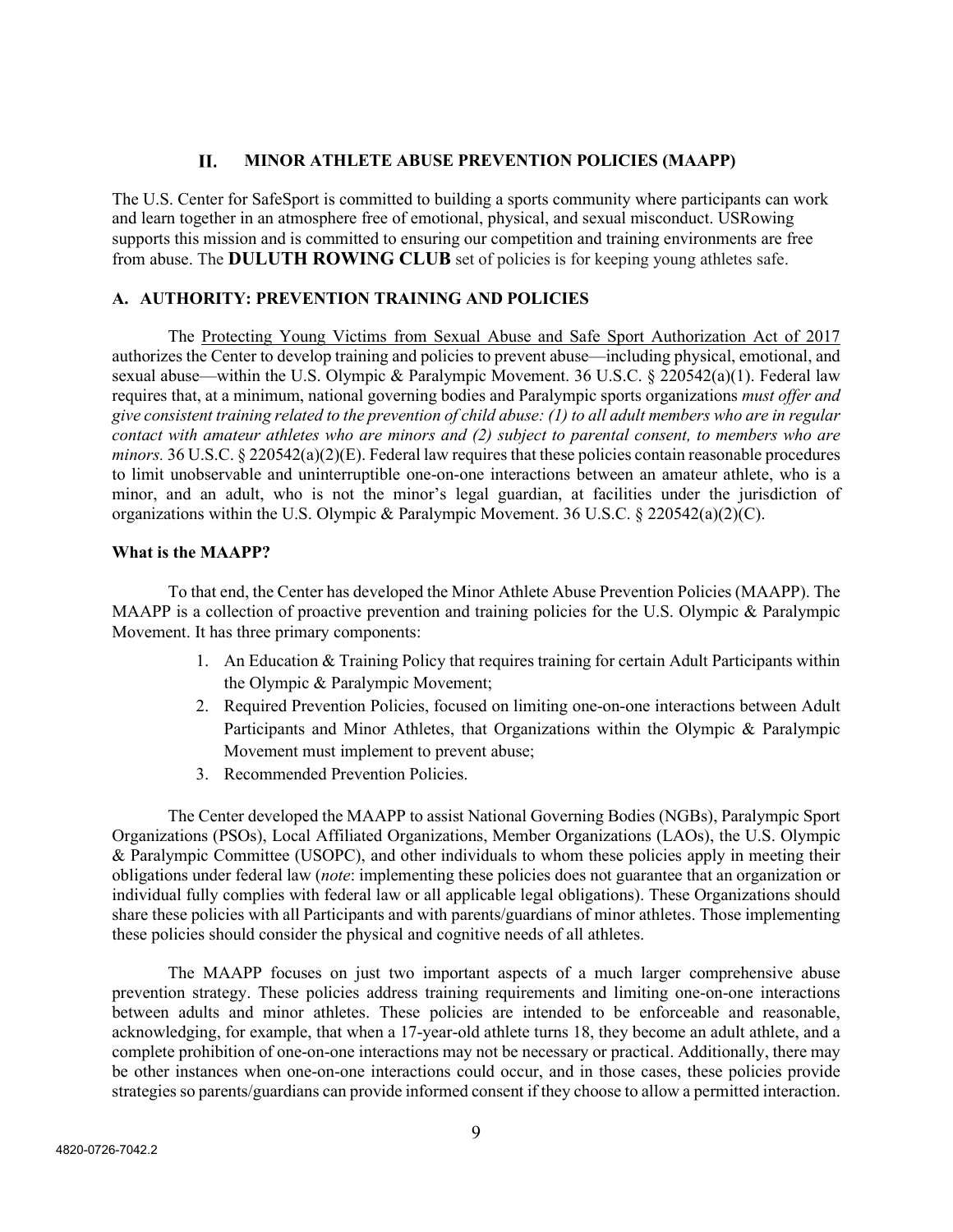## II. MINOR ATHLETE ABUSE PREVENTION POLICIES (MAAPP)

The U.S. Center for SafeSport is committed to building a sports community where participants can work and learn together in an atmosphere free of emotional, physical, and sexual misconduct. USRowing supports this mission and is committed to ensuring our competition and training environments are free from abuse. The **DULUTH ROWING CLUB** set of policies is for keeping young athletes safe.

### A. AUTHORITY: PREVENTION TRAINING AND POLICIES

The Protecting Young Victims from Sexual Abuse and Safe Sport Authorization Act of 2017 authorizes the Center to develop training and policies to prevent abuse—including physical, emotional, and sexual abuse—within the U.S. Olympic & Paralympic Movement. 36 U.S.C. § 220542(a)(1). Federal law requires that, at a minimum, national governing bodies and Paralympic sports organizations *must offer and give consistent training related to the prevention of child abuse: (1) to all adult members who are in regular contact with amateur athletes who are minors and (2) subject to parental consent, to members who are minors.* 36 U.S.C. § 220542(a)(2)(E). Federal law requires that these policies contain reasonable procedures to limit unobservable and uninterruptible one-on-one interactions between an amateur athlete, who is a minor, and an adult, who is not the minor's legal guardian, at facilities under the jurisdiction of organizations within the U.S. Olympic & Paralympic Movement. 36 U.S.C. § 220542(a)(2)(C).

#### What is the MAAPP?

To that end, the Center has developed the Minor Athlete Abuse Prevention Policies (MAAPP). The MAAPP is a collection of proactive prevention and training policies for the U.S. Olympic & Paralympic Movement. It has three primary components:

1. An Education & Training Policy that requires training for certain Adult Participants within the Olympic & Paralympic Movement;
2. Required Prevention Policies, focused on limiting one-on-one interactions between Adult Participants and Minor Athletes, that Organizations within the Olympic & Paralympic Movement must implement to prevent abuse;
3. Recommended Prevention Policies.

The Center developed the MAAPP to assist National Governing Bodies (NGBs), Paralympic Sport Organizations (PSOs), Local Affiliated Organizations, Member Organizations (LAOs), the U.S. Olympic & Paralympic Committee (USOPC), and other individuals to whom these policies apply in meeting their obligations under federal law (*note*: implementing these policies does not guarantee that an organization or individual fully complies with federal law or all applicable legal obligations). These Organizations should share these policies with all Participants and with parents/guardians of minor athletes. Those implementing these policies should consider the physical and cognitive needs of all athletes.

The MAAPP focuses on just two important aspects of a much larger comprehensive abuse prevention strategy. These policies address training requirements and limiting one-on-one interactions between adults and minor athletes. These policies are intended to be enforceable and reasonable, acknowledging, for example, that when a 17-year-old athlete turns 18, they become an adult athlete, and a complete prohibition of one-on-one interactions may not be necessary or practical. Additionally, there may be other instances when one-on-one interactions could occur, and in those cases, these policies provide strategies so parents/guardians can provide informed consent if they choose to allow a permitted interaction.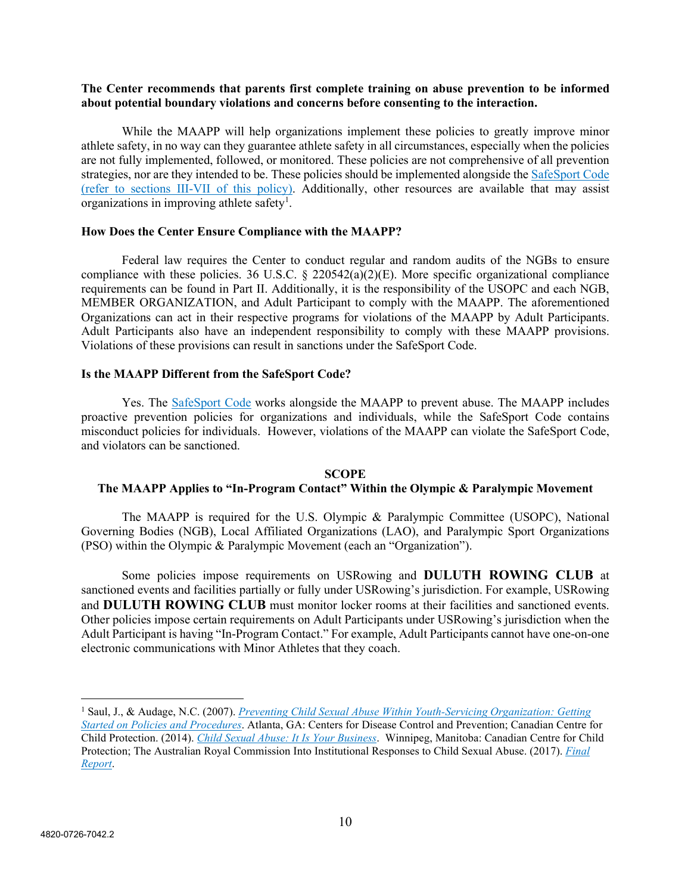**The Center recommends that parents first complete training on abuse prevention to be informed about potential boundary violations and concerns before consenting to the interaction.**

While the MAAPP will help organizations implement these policies to greatly improve minor athlete safety, in no way can they guarantee athlete safety in all circumstances, especially when the policies are not fully implemented, followed, or monitored. These policies are not comprehensive of all prevention strategies, nor are they intended to be. These policies should be implemented alongside the [SafeSport Code (refer to sections III-VII of this policy)](). Additionally, other resources are available that may assist organizations in improving athlete safety[1].

**How Does the Center Ensure Compliance with the MAAPP?**

Federal law requires the Center to conduct regular and random audits of the NGBs to ensure compliance with these policies. 36 U.S.C. § 220542(a)(2)(E). More specific organizational compliance requirements can be found in Part II. Additionally, it is the responsibility of the USOPC and each NGB, MEMBER ORGANIZATION, and Adult Participant to comply with the MAAPP. The aforementioned Organizations can act in their respective programs for violations of the MAAPP by Adult Participants. Adult Participants also have an independent responsibility to comply with these MAAPP provisions. Violations of these provisions can result in sanctions under the SafeSport Code.

**Is the MAAPP Different from the SafeSport Code?**

Yes. The [SafeSport Code]() works alongside the MAAPP to prevent abuse. The MAAPP includes proactive prevention policies for organizations and individuals, while the SafeSport Code contains misconduct policies for individuals. However, violations of the MAAPP can violate the SafeSport Code, and violators can be sanctioned.

## SCOPE
## The MAAPP Applies to "In-Program Contact" Within the Olympic & Paralympic Movement

The MAAPP is required for the U.S. Olympic & Paralympic Committee (USOPC), National Governing Bodies (NGB), Local Affiliated Organizations (LAO), and Paralympic Sport Organizations (PSO) within the Olympic & Paralympic Movement (each an "Organization").

Some policies impose requirements on USRowing and **DULUTH ROWING CLUB** at sanctioned events and facilities partially or fully under USRowing's jurisdiction. For example, USRowing and **DULUTH ROWING CLUB** must monitor locker rooms at their facilities and sanctioned events. Other policies impose certain requirements on Adult Participants under USRowing's jurisdiction when the Adult Participant is having "In-Program Contact." For example, Adult Participants cannot have one-on-one electronic communications with Minor Athletes that they coach.

---

[1] Saul, J., & Audage, N.C. (2007). *[Preventing Child Sexual Abuse Within Youth-Servicing Organization: Getting Started on Policies and Procedures]()*. Atlanta, GA: Centers for Disease Control and Prevention; Canadian Centre for Child Protection. (2014). *[Child Sexual Abuse: It Is Your Business]()*. Winnipeg, Manitoba: Canadian Centre for Child Protection; The Australian Royal Commission Into Institutional Responses to Child Sexual Abuse. (2017). *[Final Report]()*.

4820-0726-7042.2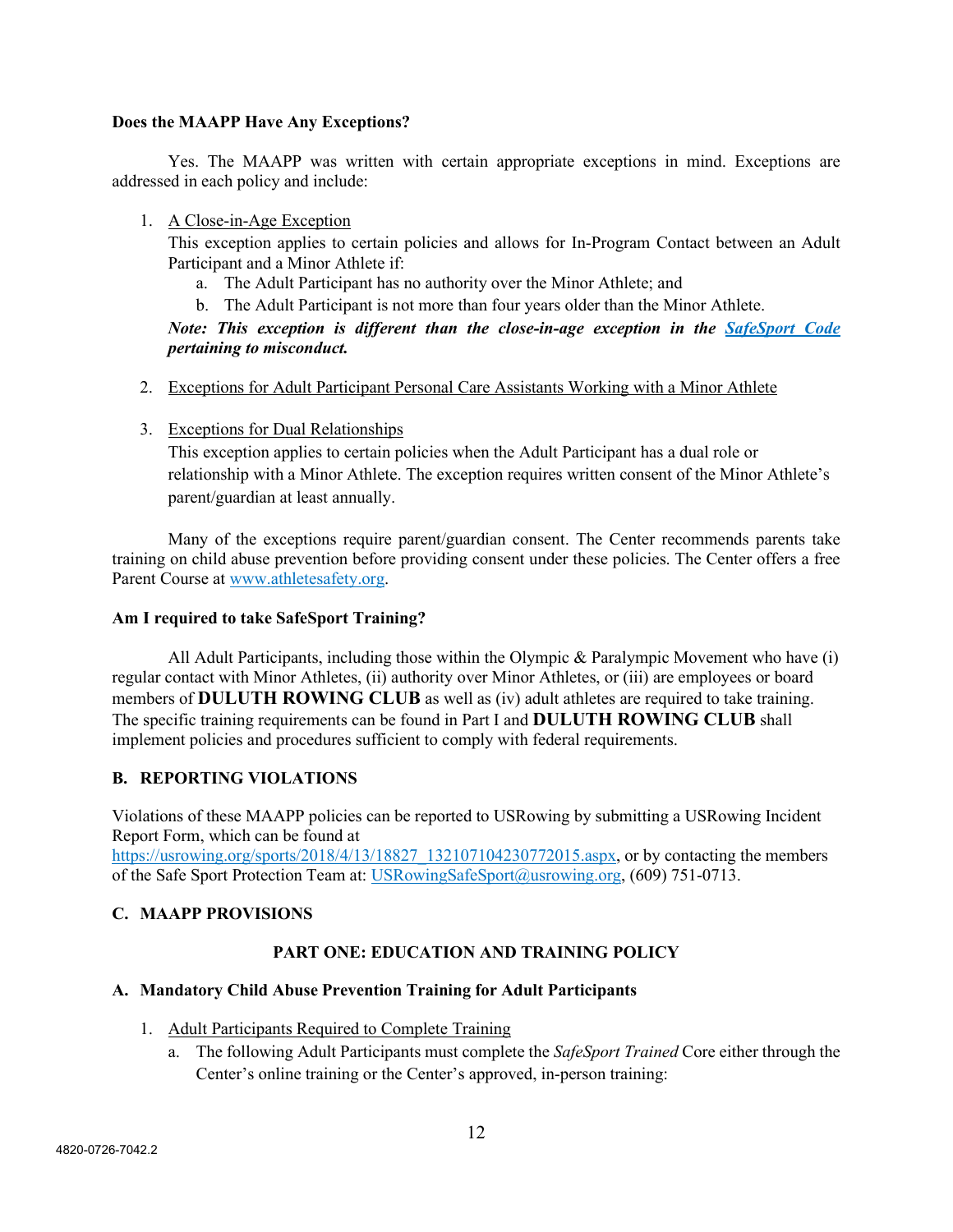**Does the MAAPP Have Any Exceptions?**

Yes. The MAAPP was written with certain appropriate exceptions in mind. Exceptions are addressed in each policy and include:

1. A Close-in-Age Exception
   This exception applies to certain policies and allows for In-Program Contact between an Adult Participant and a Minor Athlete if:
   a. The Adult Participant has no authority over the Minor Athlete; and
   b. The Adult Participant is not more than four years older than the Minor Athlete.

   ***Note: This exception is different than the close-in-age exception in the [SafeSport Code](SafeSport Code) pertaining to misconduct.***

2. Exceptions for Adult Participant Personal Care Assistants Working with a Minor Athlete

3. Exceptions for Dual Relationships
   This exception applies to certain policies when the Adult Participant has a dual role or relationship with a Minor Athlete. The exception requires written consent of the Minor Athlete's parent/guardian at least annually.

Many of the exceptions require parent/guardian consent. The Center recommends parents take training on child abuse prevention before providing consent under these policies. The Center offers a free Parent Course at www.athletesafety.org.

**Am I required to take SafeSport Training?**

All Adult Participants, including those within the Olympic & Paralympic Movement who have (i) regular contact with Minor Athletes, (ii) authority over Minor Athletes, or (iii) are employees or board members of **DULUTH ROWING CLUB** as well as (iv) adult athletes are required to take training. The specific training requirements can be found in Part I and **DULUTH ROWING CLUB** shall implement policies and procedures sufficient to comply with federal requirements.

## B. REPORTING VIOLATIONS

Violations of these MAAPP policies can be reported to USRowing by submitting a USRowing Incident Report Form, which can be found at https://usrowing.org/sports/2018/4/13/18827_132107104230772015.aspx, or by contacting the members of the Safe Sport Protection Team at: USRowingSafeSport@usrowing.org, (609) 751-0713.

## C. MAAPP PROVISIONS

### PART ONE: EDUCATION AND TRAINING POLICY

**A. Mandatory Child Abuse Prevention Training for Adult Participants**

1. Adult Participants Required to Complete Training
   a. The following Adult Participants must complete the *SafeSport Trained* Core either through the Center's online training or the Center's approved, in-person training: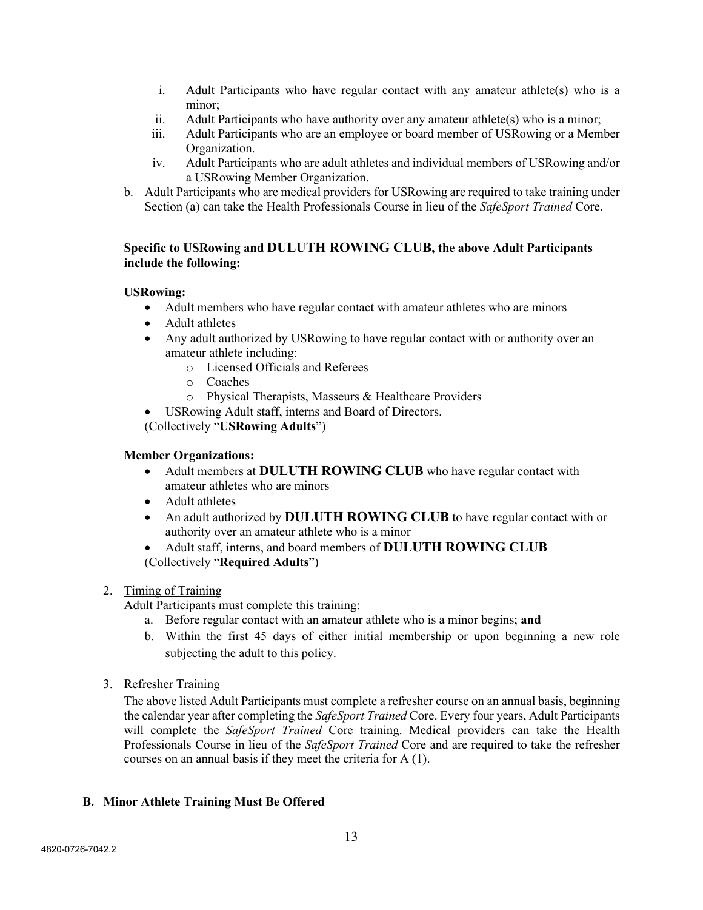i. Adult Participants who have regular contact with any amateur athlete(s) who is a minor;
   ii. Adult Participants who have authority over any amateur athlete(s) who is a minor;
   iii. Adult Participants who are an employee or board member of USRowing or a Member Organization.
   iv. Adult Participants who are adult athletes and individual members of USRowing and/or a USRowing Member Organization.

b. Adult Participants who are medical providers for USRowing are required to take training under Section (a) can take the Health Professionals Course in lieu of the *SafeSport Trained* Core.

**Specific to USRowing and DULUTH ROWING CLUB, the above Adult Participants include the following:**

**USRowing:**

- Adult members who have regular contact with amateur athletes who are minors
- Adult athletes
- Any adult authorized by USRowing to have regular contact with or authority over an amateur athlete including:
  - Licensed Officials and Referees
  - Coaches
  - Physical Therapists, Masseurs & Healthcare Providers
- USRowing Adult staff, interns and Board of Directors.

(Collectively "**USRowing Adults**")

**Member Organizations:**

- Adult members at **DULUTH ROWING CLUB** who have regular contact with amateur athletes who are minors
- Adult athletes
- An adult authorized by **DULUTH ROWING CLUB** to have regular contact with or authority over an amateur athlete who is a minor
- Adult staff, interns, and board members of **DULUTH ROWING CLUB**

(Collectively "**Required Adults**")

2. <u>Timing of Training</u>

   Adult Participants must complete this training:

   a. Before regular contact with an amateur athlete who is a minor begins; **and**
   b. Within the first 45 days of either initial membership or upon beginning a new role subjecting the adult to this policy.

3. <u>Refresher Training</u>

   The above listed Adult Participants must complete a refresher course on an annual basis, beginning the calendar year after completing the *SafeSport Trained* Core. Every four years, Adult Participants will complete the *SafeSport Trained* Core training. Medical providers can take the Health Professionals Course in lieu of the *SafeSport Trained* Core and are required to take the refresher courses on an annual basis if they meet the criteria for A (1).

**B. Minor Athlete Training Must Be Offered**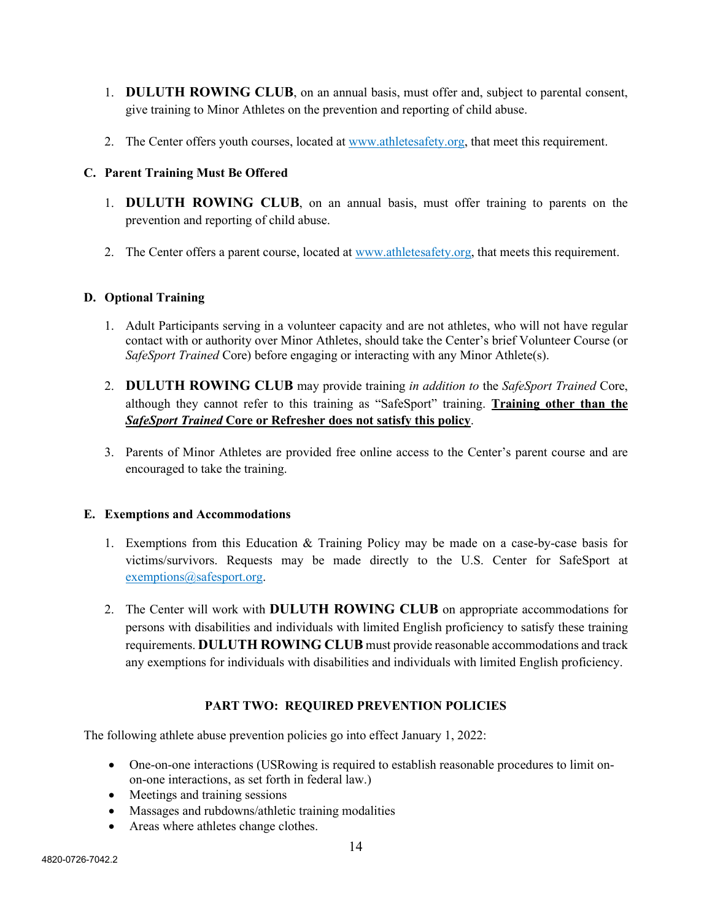1. **DULUTH ROWING CLUB**, on an annual basis, must offer and, subject to parental consent, give training to Minor Athletes on the prevention and reporting of child abuse.

2. The Center offers youth courses, located at www.athletesafety.org, that meet this requirement.

### C. Parent Training Must Be Offered

1. **DULUTH ROWING CLUB**, on an annual basis, must offer training to parents on the prevention and reporting of child abuse.

2. The Center offers a parent course, located at www.athletesafety.org, that meets this requirement.

### D. Optional Training

1. Adult Participants serving in a volunteer capacity and are not athletes, who will not have regular contact with or authority over Minor Athletes, should take the Center's brief Volunteer Course (or *SafeSport Trained* Core) before engaging or interacting with any Minor Athlete(s).

2. **DULUTH ROWING CLUB** may provide training *in addition to* the *SafeSport Trained* Core, although they cannot refer to this training as "SafeSport" training. **Training other than the *SafeSport Trained* Core or Refresher does not satisfy this policy**.

3. Parents of Minor Athletes are provided free online access to the Center's parent course and are encouraged to take the training.

### E. Exemptions and Accommodations

1. Exemptions from this Education & Training Policy may be made on a case-by-case basis for victims/survivors. Requests may be made directly to the U.S. Center for SafeSport at exemptions@safesport.org.

2. The Center will work with **DULUTH ROWING CLUB** on appropriate accommodations for persons with disabilities and individuals with limited English proficiency to satisfy these training requirements. **DULUTH ROWING CLUB** must provide reasonable accommodations and track any exemptions for individuals with disabilities and individuals with limited English proficiency.

## PART TWO: REQUIRED PREVENTION POLICIES

The following athlete abuse prevention policies go into effect January 1, 2022:

- One-on-one interactions (USRowing is required to establish reasonable procedures to limit on-on-one interactions, as set forth in federal law.)
- Meetings and training sessions
- Massages and rubdowns/athletic training modalities
- Areas where athletes change clothes.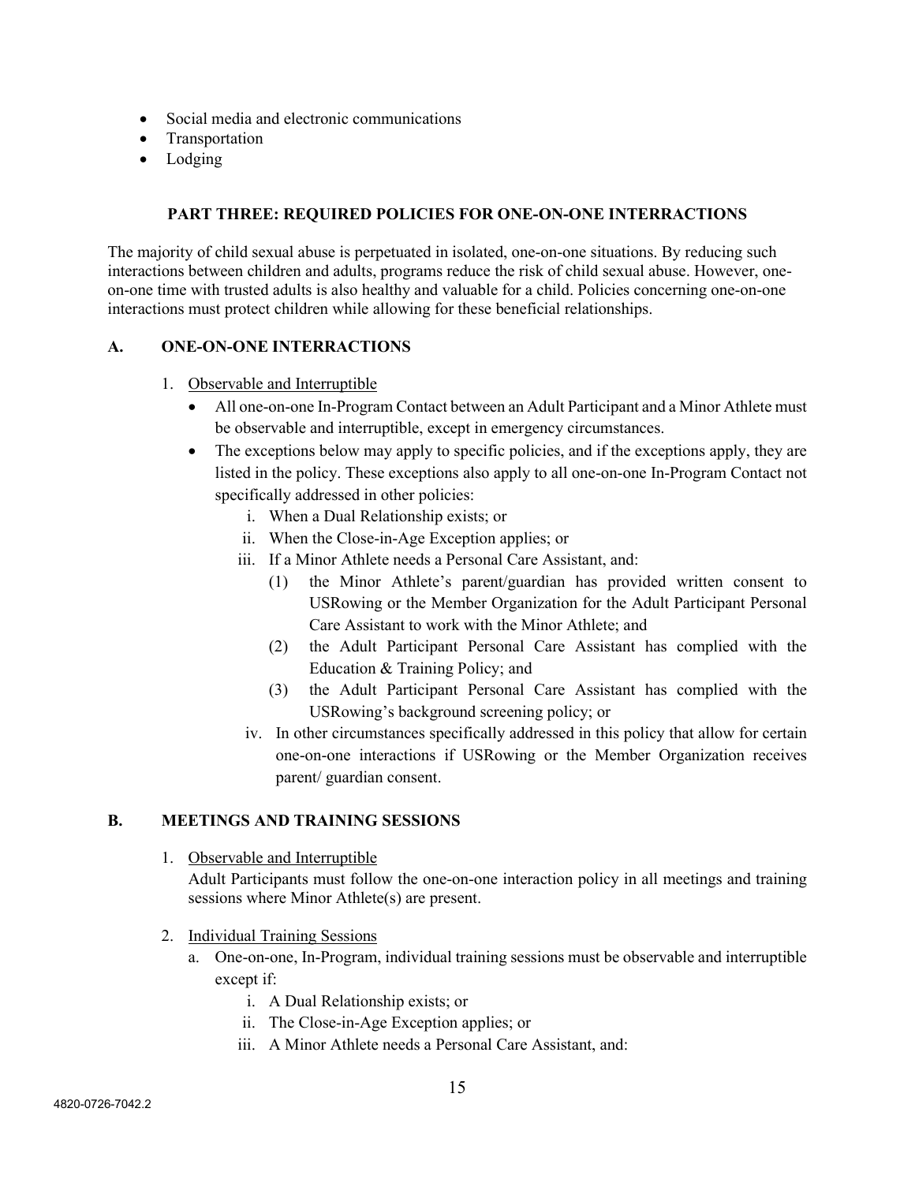- Social media and electronic communications
- Transportation
- Lodging

## PART THREE: REQUIRED POLICIES FOR ONE-ON-ONE INTERRACTIONS

The majority of child sexual abuse is perpetuated in isolated, one-on-one situations. By reducing such interactions between children and adults, programs reduce the risk of child sexual abuse. However, one-on-one time with trusted adults is also healthy and valuable for a child. Policies concerning one-on-one interactions must protect children while allowing for these beneficial relationships.

### A. ONE-ON-ONE INTERRACTIONS

1. Observable and Interruptible
   - All one-on-one In-Program Contact between an Adult Participant and a Minor Athlete must be observable and interruptible, except in emergency circumstances.
   - The exceptions below may apply to specific policies, and if the exceptions apply, they are listed in the policy. These exceptions also apply to all one-on-one In-Program Contact not specifically addressed in other policies:
     - i. When a Dual Relationship exists; or
     - ii. When the Close-in-Age Exception applies; or
     - iii. If a Minor Athlete needs a Personal Care Assistant, and:
       - (1) the Minor Athlete's parent/guardian has provided written consent to USRowing or the Member Organization for the Adult Participant Personal Care Assistant to work with the Minor Athlete; and
       - (2) the Adult Participant Personal Care Assistant has complied with the Education & Training Policy; and
       - (3) the Adult Participant Personal Care Assistant has complied with the USRowing's background screening policy; or
     - iv. In other circumstances specifically addressed in this policy that allow for certain one-on-one interactions if USRowing or the Member Organization receives parent/ guardian consent.

### B. MEETINGS AND TRAINING SESSIONS

1. Observable and Interruptible
   Adult Participants must follow the one-on-one interaction policy in all meetings and training sessions where Minor Athlete(s) are present.

2. Individual Training Sessions
   - a. One-on-one, In-Program, individual training sessions must be observable and interruptible except if:
     - i. A Dual Relationship exists; or
     - ii. The Close-in-Age Exception applies; or
     - iii. A Minor Athlete needs a Personal Care Assistant, and: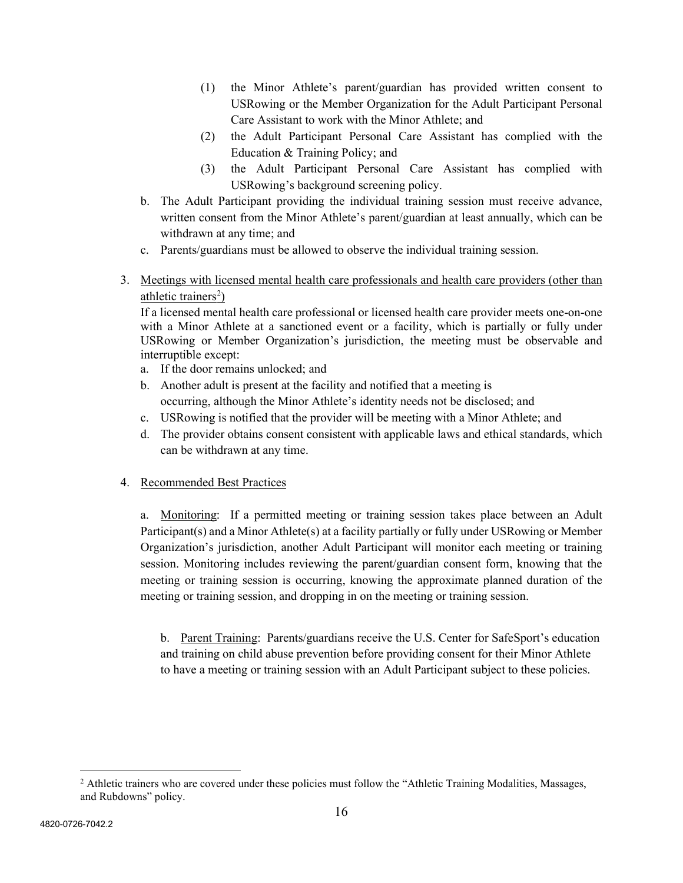(1) the Minor Athlete's parent/guardian has provided written consent to USRowing or the Member Organization for the Adult Participant Personal Care Assistant to work with the Minor Athlete; and

(2) the Adult Participant Personal Care Assistant has complied with the Education & Training Policy; and

(3) the Adult Participant Personal Care Assistant has complied with USRowing's background screening policy.

b. The Adult Participant providing the individual training session must receive advance, written consent from the Minor Athlete's parent/guardian at least annually, which can be withdrawn at any time; and

c. Parents/guardians must be allowed to observe the individual training session.

3. Meetings with licensed mental health care professionals and health care providers (other than athletic trainers[2])

If a licensed mental health care professional or licensed health care provider meets one-on-one with a Minor Athlete at a sanctioned event or a facility, which is partially or fully under USRowing or Member Organization's jurisdiction, the meeting must be observable and interruptible except:

a. If the door remains unlocked; and

b. Another adult is present at the facility and notified that a meeting is occurring, although the Minor Athlete's identity needs not be disclosed; and

c. USRowing is notified that the provider will be meeting with a Minor Athlete; and

d. The provider obtains consent consistent with applicable laws and ethical standards, which can be withdrawn at any time.

4. Recommended Best Practices

a. Monitoring: If a permitted meeting or training session takes place between an Adult Participant(s) and a Minor Athlete(s) at a facility partially or fully under USRowing or Member Organization's jurisdiction, another Adult Participant will monitor each meeting or training session. Monitoring includes reviewing the parent/guardian consent form, knowing that the meeting or training session is occurring, knowing the approximate planned duration of the meeting or training session, and dropping in on the meeting or training session.

b. Parent Training: Parents/guardians receive the U.S. Center for SafeSport's education and training on child abuse prevention before providing consent for their Minor Athlete to have a meeting or training session with an Adult Participant subject to these policies.

[2] Athletic trainers who are covered under these policies must follow the "Athletic Training Modalities, Massages, and Rubdowns" policy.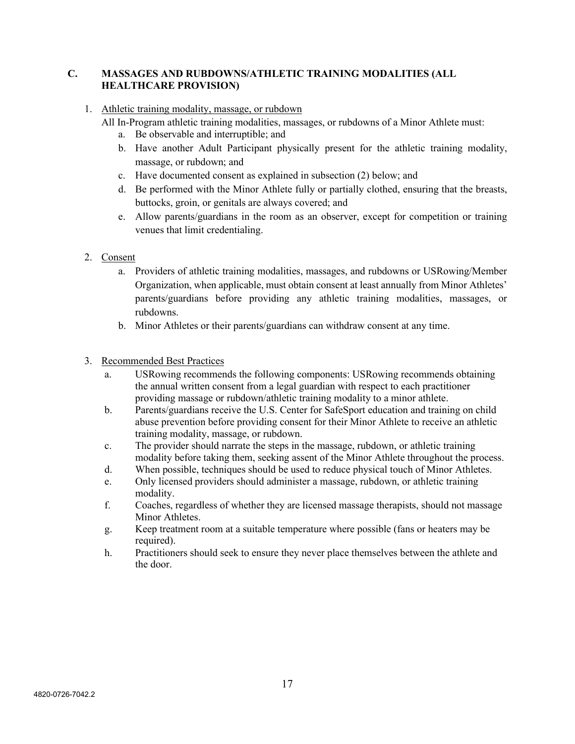## C. MASSAGES AND RUBDOWNS/ATHLETIC TRAINING MODALITIES (ALL HEALTHCARE PROVISION)

1. <u>Athletic training modality, massage, or rubdown</u>

   All In-Program athletic training modalities, massages, or rubdowns of a Minor Athlete must:

   a. Be observable and interruptible; and
   b. Have another Adult Participant physically present for the athletic training modality, massage, or rubdown; and
   c. Have documented consent as explained in subsection (2) below; and
   d. Be performed with the Minor Athlete fully or partially clothed, ensuring that the breasts, buttocks, groin, or genitals are always covered; and
   e. Allow parents/guardians in the room as an observer, except for competition or training venues that limit credentialing.

2. <u>Consent</u>

   a. Providers of athletic training modalities, massages, and rubdowns or USRowing/Member Organization, when applicable, must obtain consent at least annually from Minor Athletes' parents/guardians before providing any athletic training modalities, massages, or rubdowns.
   b. Minor Athletes or their parents/guardians can withdraw consent at any time.

3. <u>Recommended Best Practices</u>

   a. USRowing recommends the following components: USRowing recommends obtaining the annual written consent from a legal guardian with respect to each practitioner providing massage or rubdown/athletic training modality to a minor athlete.
   b. Parents/guardians receive the U.S. Center for SafeSport education and training on child abuse prevention before providing consent for their Minor Athlete to receive an athletic training modality, massage, or rubdown.
   c. The provider should narrate the steps in the massage, rubdown, or athletic training modality before taking them, seeking assent of the Minor Athlete throughout the process.
   d. When possible, techniques should be used to reduce physical touch of Minor Athletes.
   e. Only licensed providers should administer a massage, rubdown, or athletic training modality.
   f. Coaches, regardless of whether they are licensed massage therapists, should not massage Minor Athletes.
   g. Keep treatment room at a suitable temperature where possible (fans or heaters may be required).
   h. Practitioners should seek to ensure they never place themselves between the athlete and the door.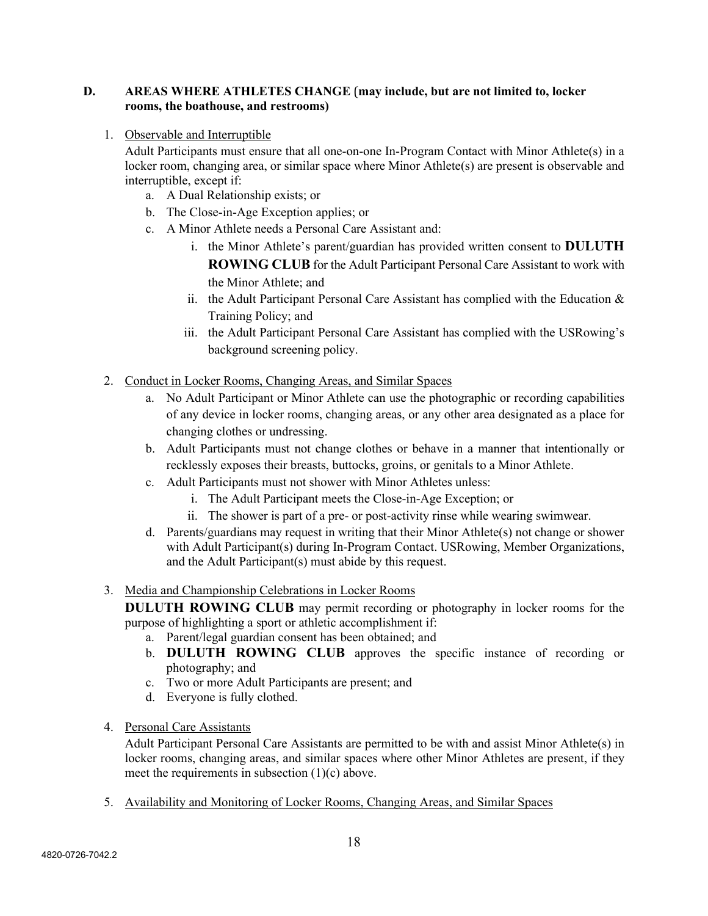### D. AREAS WHERE ATHLETES CHANGE (may include, but are not limited to, locker rooms, the boathouse, and restrooms)

1. Observable and Interruptible

   Adult Participants must ensure that all one-on-one In-Program Contact with Minor Athlete(s) in a locker room, changing area, or similar space where Minor Athlete(s) are present is observable and interruptible, except if:

   a. A Dual Relationship exists; or
   b. The Close-in-Age Exception applies; or
   c. A Minor Athlete needs a Personal Care Assistant and:
      i. the Minor Athlete's parent/guardian has provided written consent to **DULUTH ROWING CLUB** for the Adult Participant Personal Care Assistant to work with the Minor Athlete; and
      ii. the Adult Participant Personal Care Assistant has complied with the Education & Training Policy; and
      iii. the Adult Participant Personal Care Assistant has complied with the USRowing's background screening policy.

2. Conduct in Locker Rooms, Changing Areas, and Similar Spaces

   a. No Adult Participant or Minor Athlete can use the photographic or recording capabilities of any device in locker rooms, changing areas, or any other area designated as a place for changing clothes or undressing.
   b. Adult Participants must not change clothes or behave in a manner that intentionally or recklessly exposes their breasts, buttocks, groins, or genitals to a Minor Athlete.
   c. Adult Participants must not shower with Minor Athletes unless:
      i. The Adult Participant meets the Close-in-Age Exception; or
      ii. The shower is part of a pre- or post-activity rinse while wearing swimwear.
   d. Parents/guardians may request in writing that their Minor Athlete(s) not change or shower with Adult Participant(s) during In-Program Contact. USRowing, Member Organizations, and the Adult Participant(s) must abide by this request.

3. Media and Championship Celebrations in Locker Rooms

   **DULUTH ROWING CLUB** may permit recording or photography in locker rooms for the purpose of highlighting a sport or athletic accomplishment if:

   a. Parent/legal guardian consent has been obtained; and
   b. **DULUTH ROWING CLUB** approves the specific instance of recording or photography; and
   c. Two or more Adult Participants are present; and
   d. Everyone is fully clothed.

4. Personal Care Assistants

   Adult Participant Personal Care Assistants are permitted to be with and assist Minor Athlete(s) in locker rooms, changing areas, and similar spaces where other Minor Athletes are present, if they meet the requirements in subsection (1)(c) above.

5. Availability and Monitoring of Locker Rooms, Changing Areas, and Similar Spaces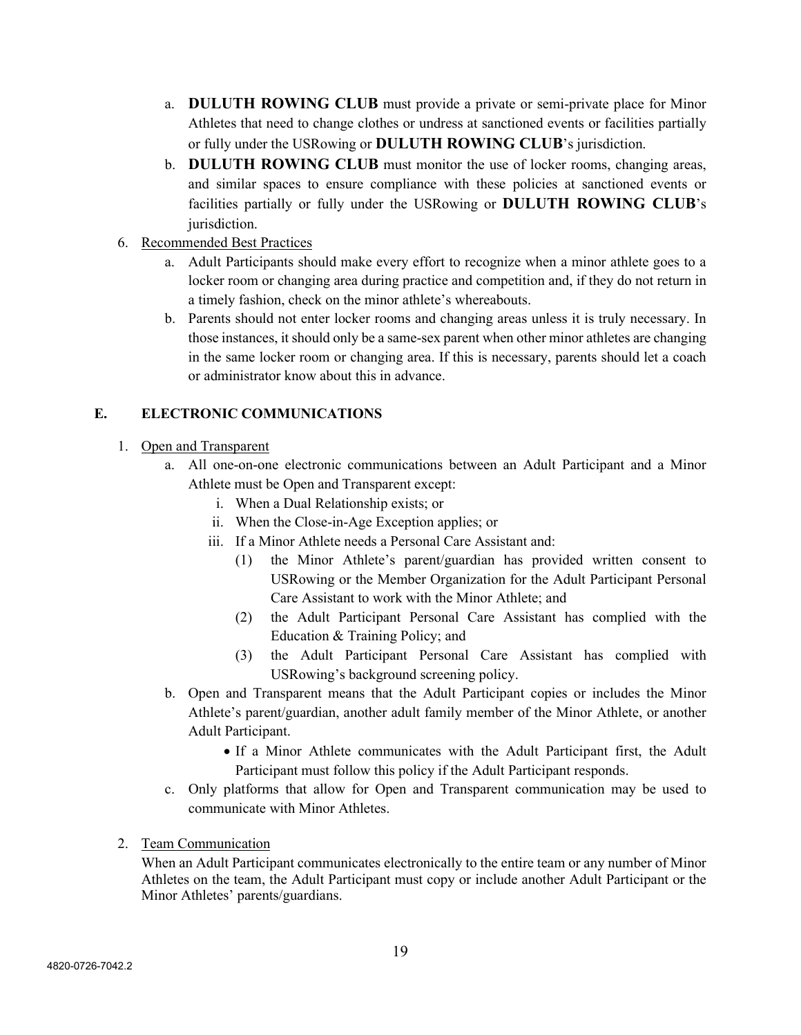a. **DULUTH ROWING CLUB** must provide a private or semi-private place for Minor Athletes that need to change clothes or undress at sanctioned events or facilities partially or fully under the USRowing or **DULUTH ROWING CLUB**'s jurisdiction.

b. **DULUTH ROWING CLUB** must monitor the use of locker rooms, changing areas, and similar spaces to ensure compliance with these policies at sanctioned events or facilities partially or fully under the USRowing or **DULUTH ROWING CLUB**'s jurisdiction.

6. Recommended Best Practices

   a. Adult Participants should make every effort to recognize when a minor athlete goes to a locker room or changing area during practice and competition and, if they do not return in a timely fashion, check on the minor athlete's whereabouts.

   b. Parents should not enter locker rooms and changing areas unless it is truly necessary. In those instances, it should only be a same-sex parent when other minor athletes are changing in the same locker room or changing area. If this is necessary, parents should let a coach or administrator know about this in advance.

## E. ELECTRONIC COMMUNICATIONS

1. Open and Transparent

   a. All one-on-one electronic communications between an Adult Participant and a Minor Athlete must be Open and Transparent except:

      i. When a Dual Relationship exists; or

      ii. When the Close-in-Age Exception applies; or

      iii. If a Minor Athlete needs a Personal Care Assistant and:

         (1) the Minor Athlete's parent/guardian has provided written consent to USRowing or the Member Organization for the Adult Participant Personal Care Assistant to work with the Minor Athlete; and

         (2) the Adult Participant Personal Care Assistant has complied with the Education & Training Policy; and

         (3) the Adult Participant Personal Care Assistant has complied with USRowing's background screening policy.

   b. Open and Transparent means that the Adult Participant copies or includes the Minor Athlete's parent/guardian, another adult family member of the Minor Athlete, or another Adult Participant.

      - If a Minor Athlete communicates with the Adult Participant first, the Adult Participant must follow this policy if the Adult Participant responds.

   c. Only platforms that allow for Open and Transparent communication may be used to communicate with Minor Athletes.

2. Team Communication

   When an Adult Participant communicates electronically to the entire team or any number of Minor Athletes on the team, the Adult Participant must copy or include another Adult Participant or the Minor Athletes' parents/guardians.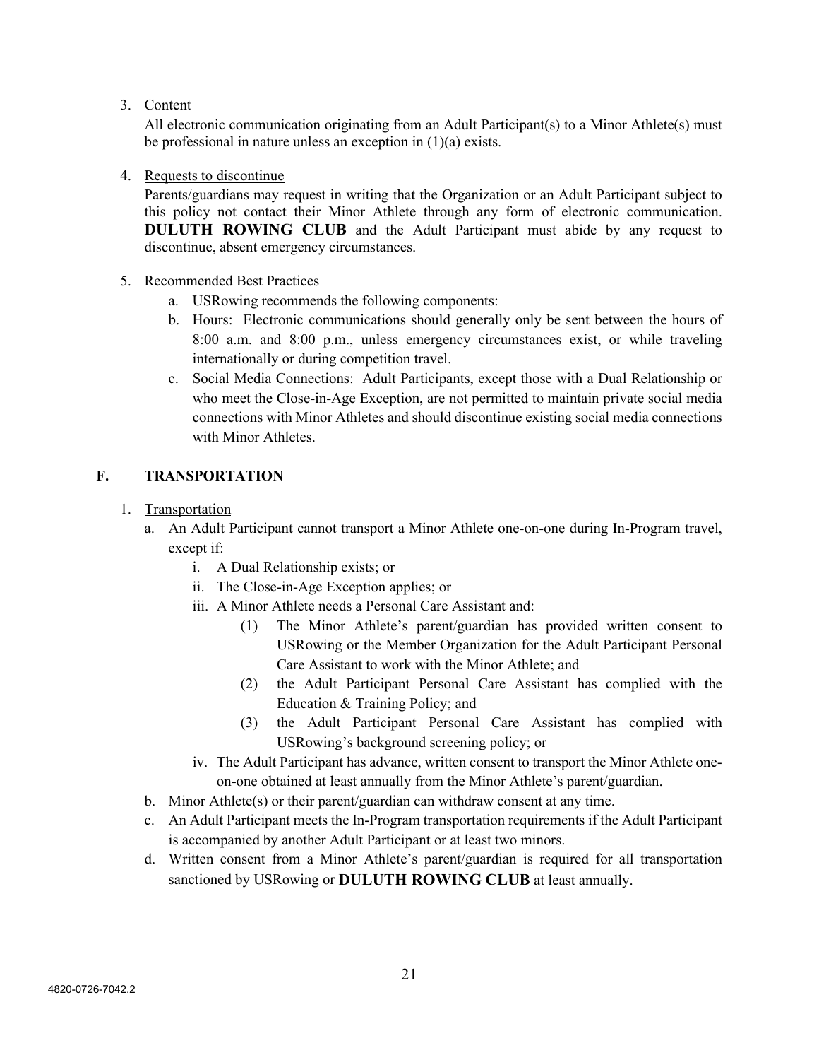3. Content

   All electronic communication originating from an Adult Participant(s) to a Minor Athlete(s) must be professional in nature unless an exception in (1)(a) exists.

4. Requests to discontinue

   Parents/guardians may request in writing that the Organization or an Adult Participant subject to this policy not contact their Minor Athlete through any form of electronic communication. **DULUTH ROWING CLUB** and the Adult Participant must abide by any request to discontinue, absent emergency circumstances.

5. Recommended Best Practices
   a. USRowing recommends the following components:
   b. Hours: Electronic communications should generally only be sent between the hours of 8:00 a.m. and 8:00 p.m., unless emergency circumstances exist, or while traveling internationally or during competition travel.
   c. Social Media Connections: Adult Participants, except those with a Dual Relationship or who meet the Close-in-Age Exception, are not permitted to maintain private social media connections with Minor Athletes and should discontinue existing social media connections with Minor Athletes.

## F. TRANSPORTATION

1. Transportation
   a. An Adult Participant cannot transport a Minor Athlete one-on-one during In-Program travel, except if:
      i. A Dual Relationship exists; or
      ii. The Close-in-Age Exception applies; or
      iii. A Minor Athlete needs a Personal Care Assistant and:
         (1) The Minor Athlete's parent/guardian has provided written consent to USRowing or the Member Organization for the Adult Participant Personal Care Assistant to work with the Minor Athlete; and
         (2) the Adult Participant Personal Care Assistant has complied with the Education & Training Policy; and
         (3) the Adult Participant Personal Care Assistant has complied with USRowing's background screening policy; or
      iv. The Adult Participant has advance, written consent to transport the Minor Athlete one-on-one obtained at least annually from the Minor Athlete's parent/guardian.
   b. Minor Athlete(s) or their parent/guardian can withdraw consent at any time.
   c. An Adult Participant meets the In-Program transportation requirements if the Adult Participant is accompanied by another Adult Participant or at least two minors.
   d. Written consent from a Minor Athlete's parent/guardian is required for all transportation sanctioned by USRowing or **DULUTH ROWING CLUB** at least annually.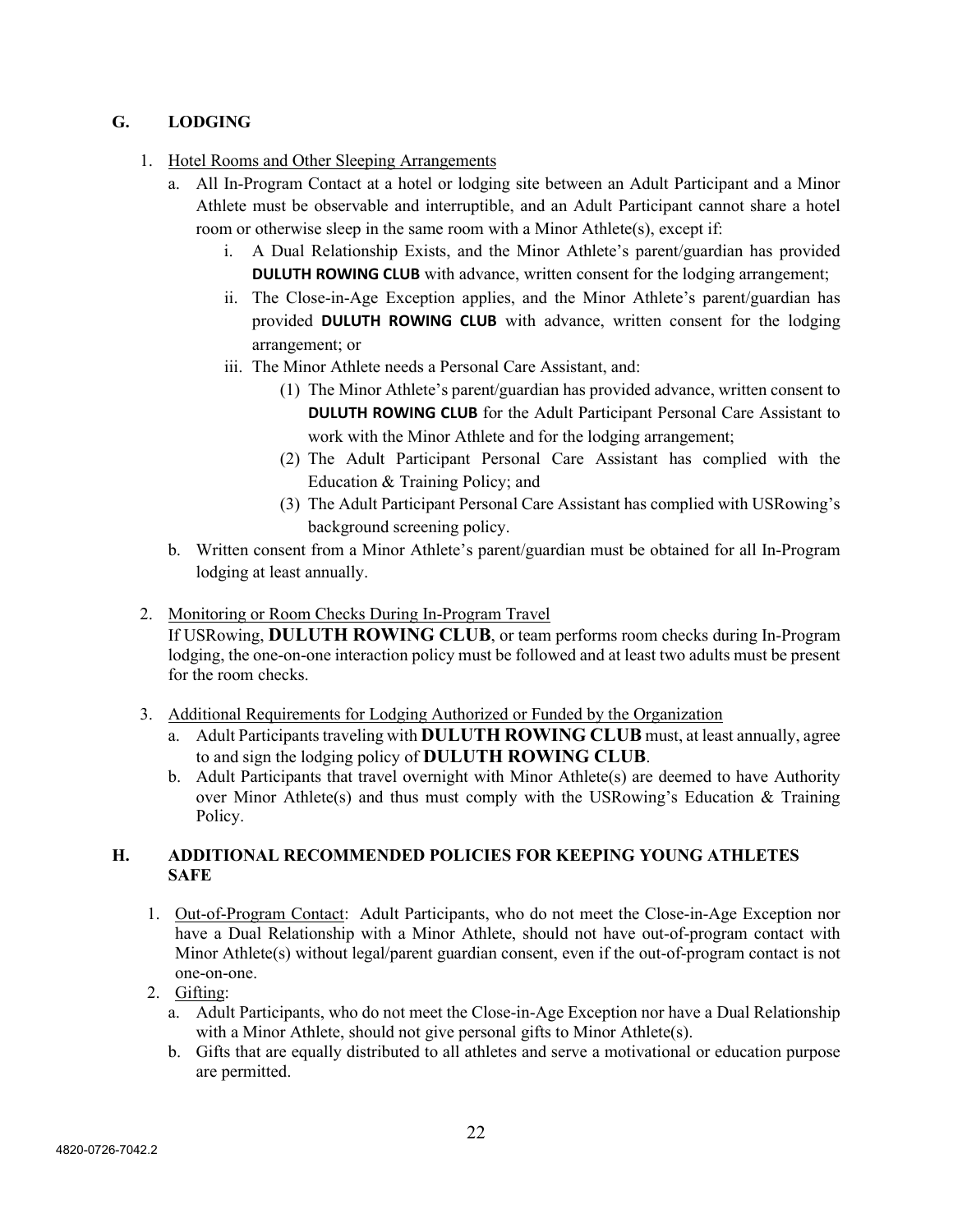## G. LODGING

1. Hotel Rooms and Other Sleeping Arrangements
   a. All In-Program Contact at a hotel or lodging site between an Adult Participant and a Minor Athlete must be observable and interruptible, and an Adult Participant cannot share a hotel room or otherwise sleep in the same room with a Minor Athlete(s), except if:
      i. A Dual Relationship Exists, and the Minor Athlete's parent/guardian has provided **DULUTH ROWING CLUB** with advance, written consent for the lodging arrangement;
      ii. The Close-in-Age Exception applies, and the Minor Athlete's parent/guardian has provided **DULUTH ROWING CLUB** with advance, written consent for the lodging arrangement; or
      iii. The Minor Athlete needs a Personal Care Assistant, and:
         (1) The Minor Athlete's parent/guardian has provided advance, written consent to **DULUTH ROWING CLUB** for the Adult Participant Personal Care Assistant to work with the Minor Athlete and for the lodging arrangement;
         (2) The Adult Participant Personal Care Assistant has complied with the Education & Training Policy; and
         (3) The Adult Participant Personal Care Assistant has complied with USRowing's background screening policy.
   b. Written consent from a Minor Athlete's parent/guardian must be obtained for all In-Program lodging at least annually.

2. Monitoring or Room Checks During In-Program Travel
   If USRowing, **DULUTH ROWING CLUB**, or team performs room checks during In-Program lodging, the one-on-one interaction policy must be followed and at least two adults must be present for the room checks.

3. Additional Requirements for Lodging Authorized or Funded by the Organization
   a. Adult Participants traveling with **DULUTH ROWING CLUB** must, at least annually, agree to and sign the lodging policy of **DULUTH ROWING CLUB**.
   b. Adult Participants that travel overnight with Minor Athlete(s) are deemed to have Authority over Minor Athlete(s) and thus must comply with the USRowing's Education & Training Policy.

## H. ADDITIONAL RECOMMENDED POLICIES FOR KEEPING YOUNG ATHLETES SAFE

1. Out-of-Program Contact: Adult Participants, who do not meet the Close-in-Age Exception nor have a Dual Relationship with a Minor Athlete, should not have out-of-program contact with Minor Athlete(s) without legal/parent guardian consent, even if the out-of-program contact is not one-on-one.
2. Gifting:
   a. Adult Participants, who do not meet the Close-in-Age Exception nor have a Dual Relationship with a Minor Athlete, should not give personal gifts to Minor Athlete(s).
   b. Gifts that are equally distributed to all athletes and serve a motivational or education purpose are permitted.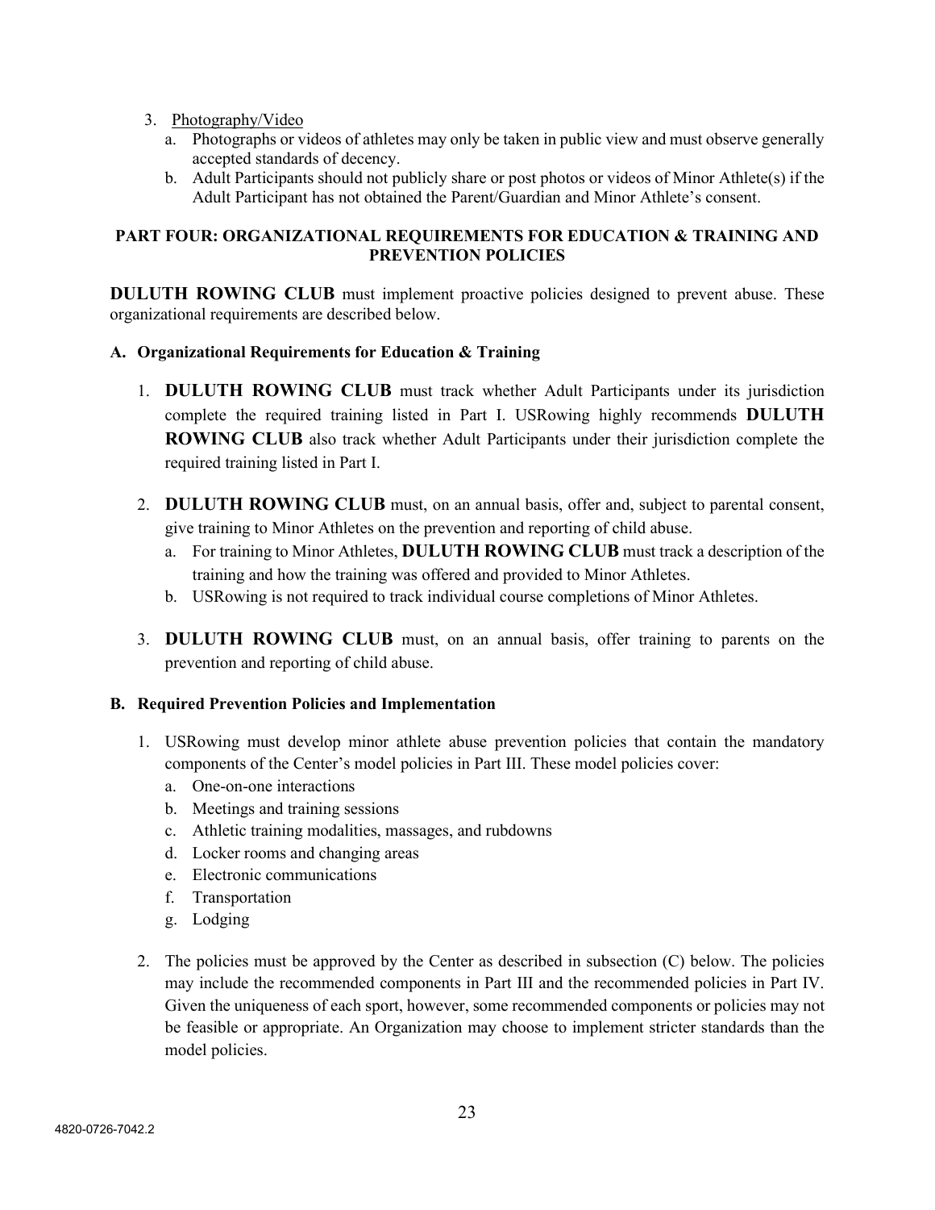3. Photography/Video
   a. Photographs or videos of athletes may only be taken in public view and must observe generally accepted standards of decency.
   b. Adult Participants should not publicly share or post photos or videos of Minor Athlete(s) if the Adult Participant has not obtained the Parent/Guardian and Minor Athlete's consent.

## PART FOUR: ORGANIZATIONAL REQUIREMENTS FOR EDUCATION & TRAINING AND PREVENTION POLICIES

**DULUTH ROWING CLUB** must implement proactive policies designed to prevent abuse. These organizational requirements are described below.

### A. Organizational Requirements for Education & Training

1. **DULUTH ROWING CLUB** must track whether Adult Participants under its jurisdiction complete the required training listed in Part I. USRowing highly recommends **DULUTH ROWING CLUB** also track whether Adult Participants under their jurisdiction complete the required training listed in Part I.

2. **DULUTH ROWING CLUB** must, on an annual basis, offer and, subject to parental consent, give training to Minor Athletes on the prevention and reporting of child abuse.
   a. For training to Minor Athletes, **DULUTH ROWING CLUB** must track a description of the training and how the training was offered and provided to Minor Athletes.
   b. USRowing is not required to track individual course completions of Minor Athletes.

3. **DULUTH ROWING CLUB** must, on an annual basis, offer training to parents on the prevention and reporting of child abuse.

### B. Required Prevention Policies and Implementation

1. USRowing must develop minor athlete abuse prevention policies that contain the mandatory components of the Center's model policies in Part III. These model policies cover:
   a. One-on-one interactions
   b. Meetings and training sessions
   c. Athletic training modalities, massages, and rubdowns
   d. Locker rooms and changing areas
   e. Electronic communications
   f. Transportation
   g. Lodging

2. The policies must be approved by the Center as described in subsection (C) below. The policies may include the recommended components in Part III and the recommended policies in Part IV. Given the uniqueness of each sport, however, some recommended components or policies may not be feasible or appropriate. An Organization may choose to implement stricter standards than the model policies.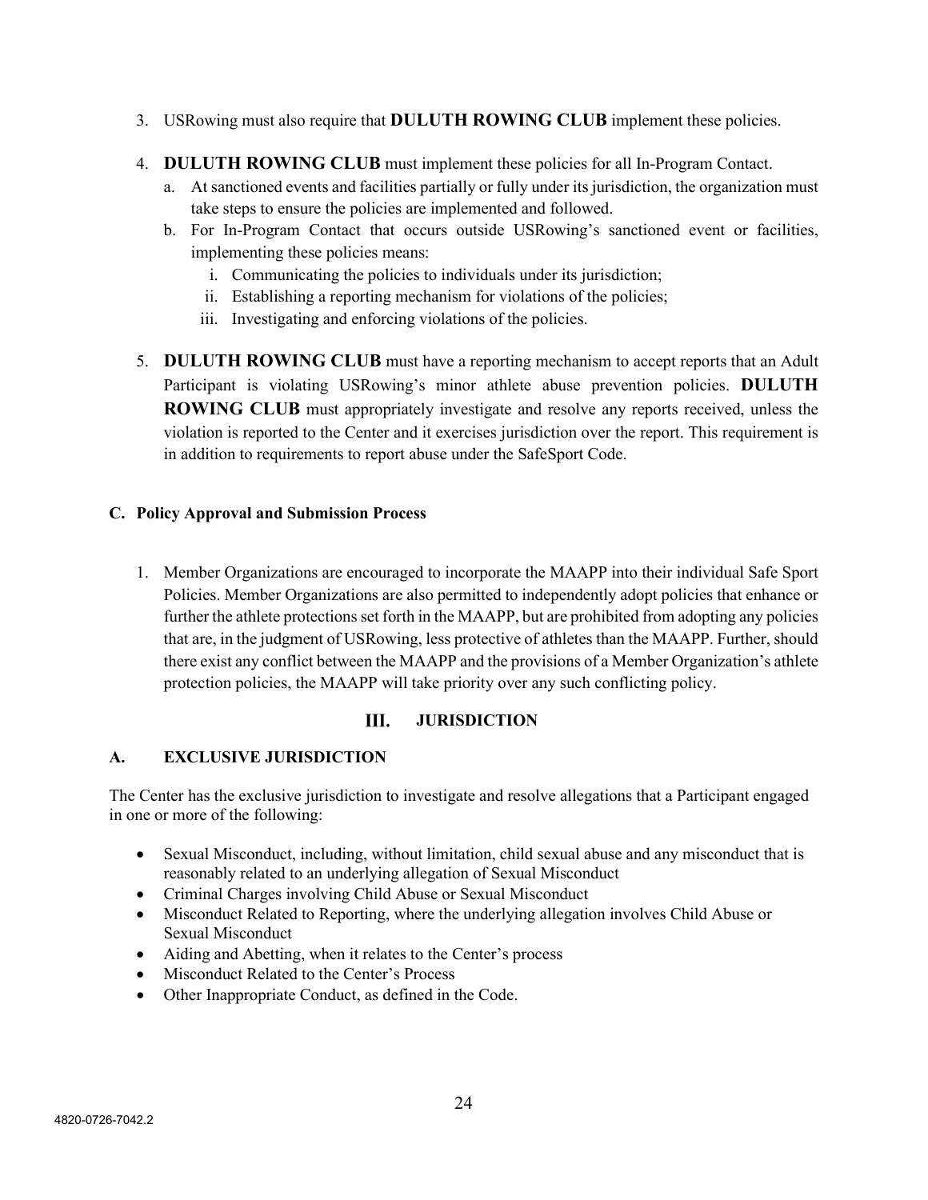3. USRowing must also require that **DULUTH ROWING CLUB** implement these policies.

4. **DULUTH ROWING CLUB** must implement these policies for all In-Program Contact.
   a. At sanctioned events and facilities partially or fully under its jurisdiction, the organization must take steps to ensure the policies are implemented and followed.
   b. For In-Program Contact that occurs outside USRowing's sanctioned event or facilities, implementing these policies means:
      i. Communicating the policies to individuals under its jurisdiction;
      ii. Establishing a reporting mechanism for violations of the policies;
      iii. Investigating and enforcing violations of the policies.

5. **DULUTH ROWING CLUB** must have a reporting mechanism to accept reports that an Adult Participant is violating USRowing's minor athlete abuse prevention policies. **DULUTH ROWING CLUB** must appropriately investigate and resolve any reports received, unless the violation is reported to the Center and it exercises jurisdiction over the report. This requirement is in addition to requirements to report abuse under the SafeSport Code.

### C. Policy Approval and Submission Process

1. Member Organizations are encouraged to incorporate the MAAPP into their individual Safe Sport Policies. Member Organizations are also permitted to independently adopt policies that enhance or further the athlete protections set forth in the MAAPP, but are prohibited from adopting any policies that are, in the judgment of USRowing, less protective of athletes than the MAAPP. Further, should there exist any conflict between the MAAPP and the provisions of a Member Organization's athlete protection policies, the MAAPP will take priority over any such conflicting policy.

## III. JURISDICTION

### A. EXCLUSIVE JURISDICTION

The Center has the exclusive jurisdiction to investigate and resolve allegations that a Participant engaged in one or more of the following:

- Sexual Misconduct, including, without limitation, child sexual abuse and any misconduct that is reasonably related to an underlying allegation of Sexual Misconduct
- Criminal Charges involving Child Abuse or Sexual Misconduct
- Misconduct Related to Reporting, where the underlying allegation involves Child Abuse or Sexual Misconduct
- Aiding and Abetting, when it relates to the Center's process
- Misconduct Related to the Center's Process
- Other Inappropriate Conduct, as defined in the Code.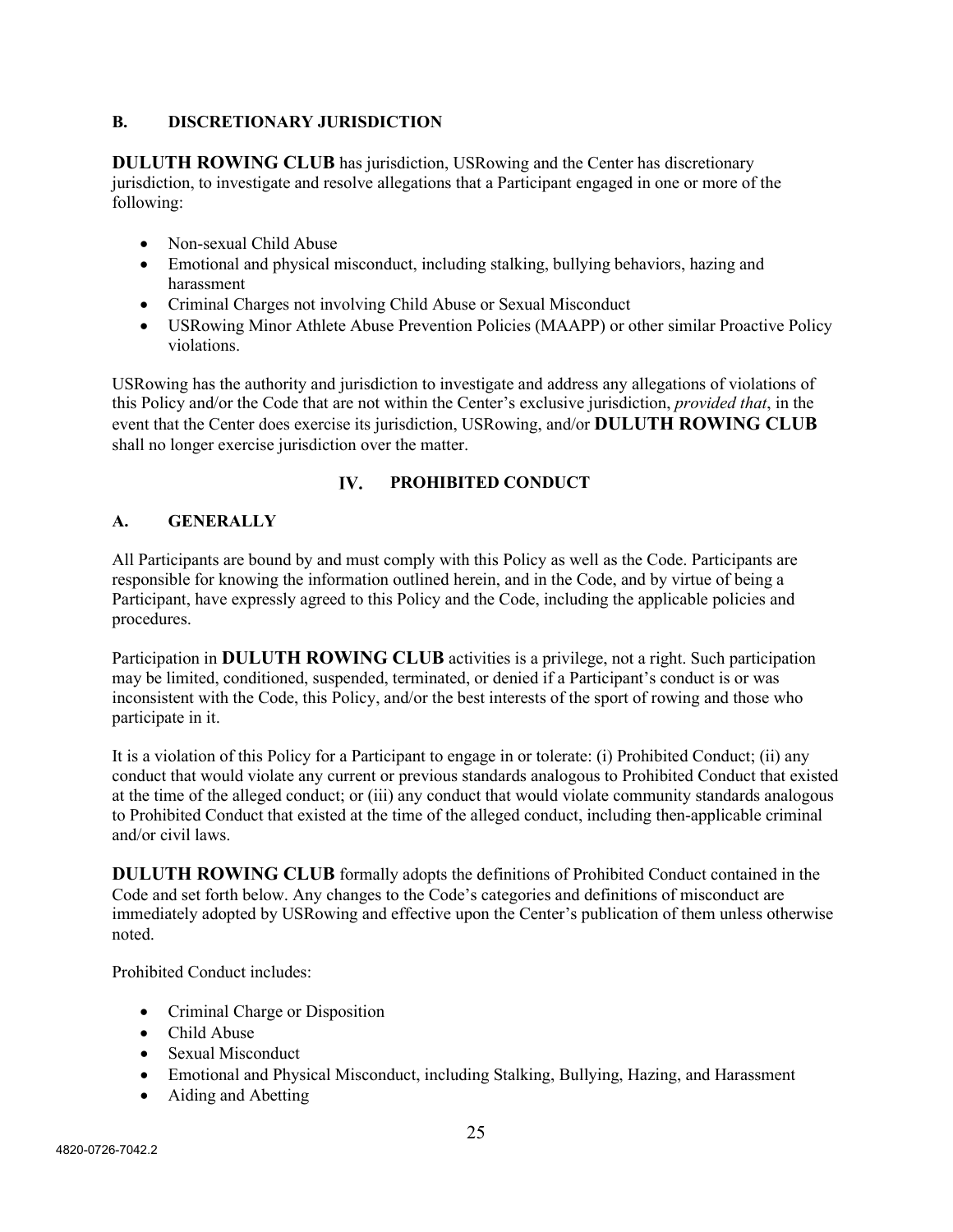### B. DISCRETIONARY JURISDICTION

**DULUTH ROWING CLUB** has jurisdiction, USRowing and the Center has discretionary jurisdiction, to investigate and resolve allegations that a Participant engaged in one or more of the following:

- Non-sexual Child Abuse
- Emotional and physical misconduct, including stalking, bullying behaviors, hazing and harassment
- Criminal Charges not involving Child Abuse or Sexual Misconduct
- USRowing Minor Athlete Abuse Prevention Policies (MAAPP) or other similar Proactive Policy violations.

USRowing has the authority and jurisdiction to investigate and address any allegations of violations of this Policy and/or the Code that are not within the Center's exclusive jurisdiction, *provided that*, in the event that the Center does exercise its jurisdiction, USRowing, and/or **DULUTH ROWING CLUB** shall no longer exercise jurisdiction over the matter.

## IV. PROHIBITED CONDUCT

### A. GENERALLY

All Participants are bound by and must comply with this Policy as well as the Code. Participants are responsible for knowing the information outlined herein, and in the Code, and by virtue of being a Participant, have expressly agreed to this Policy and the Code, including the applicable policies and procedures.

Participation in **DULUTH ROWING CLUB** activities is a privilege, not a right. Such participation may be limited, conditioned, suspended, terminated, or denied if a Participant's conduct is or was inconsistent with the Code, this Policy, and/or the best interests of the sport of rowing and those who participate in it.

It is a violation of this Policy for a Participant to engage in or tolerate: (i) Prohibited Conduct; (ii) any conduct that would violate any current or previous standards analogous to Prohibited Conduct that existed at the time of the alleged conduct; or (iii) any conduct that would violate community standards analogous to Prohibited Conduct that existed at the time of the alleged conduct, including then-applicable criminal and/or civil laws.

**DULUTH ROWING CLUB** formally adopts the definitions of Prohibited Conduct contained in the Code and set forth below. Any changes to the Code's categories and definitions of misconduct are immediately adopted by USRowing and effective upon the Center's publication of them unless otherwise noted.

Prohibited Conduct includes:

- Criminal Charge or Disposition
- Child Abuse
- Sexual Misconduct
- Emotional and Physical Misconduct, including Stalking, Bullying, Hazing, and Harassment
- Aiding and Abetting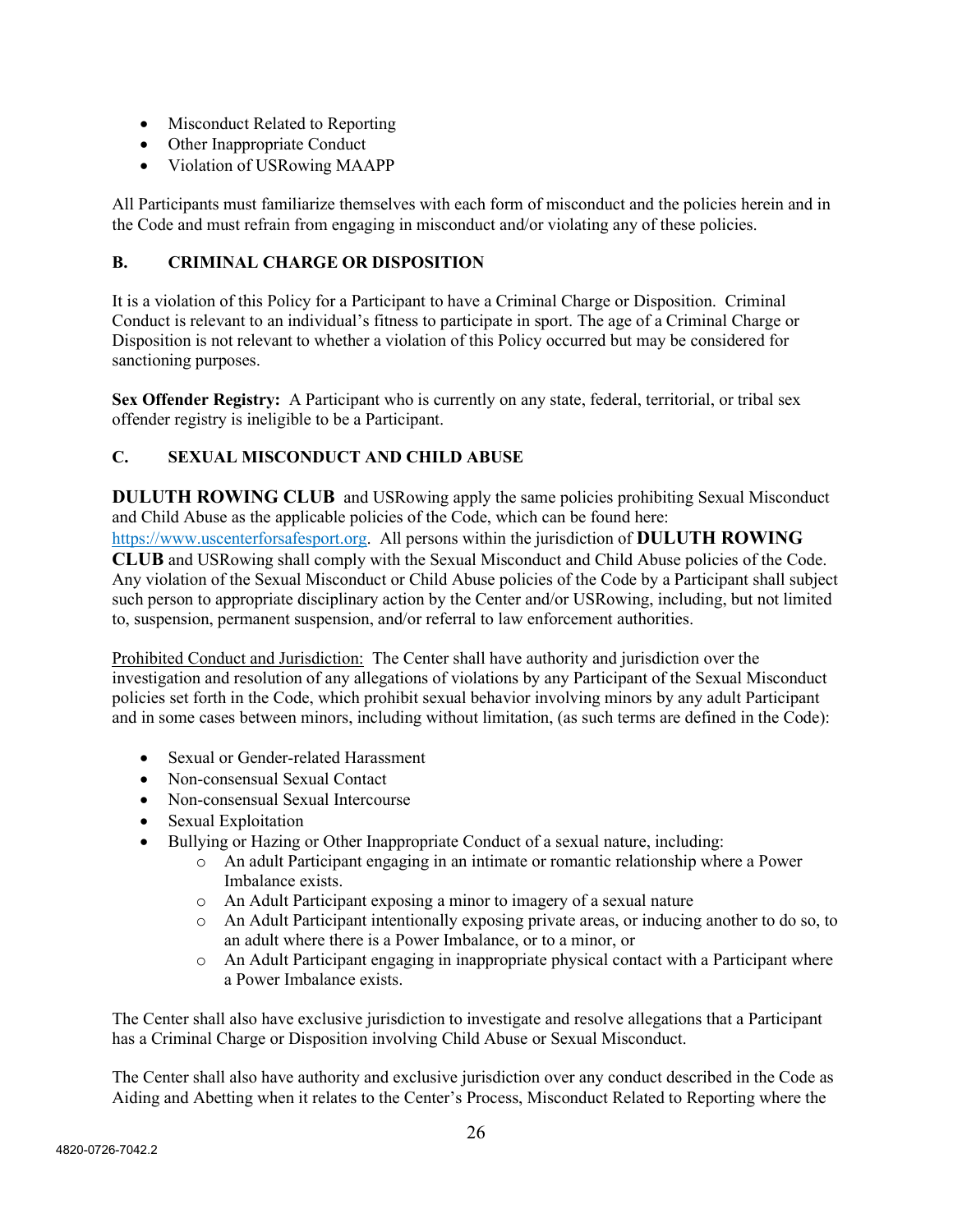- Misconduct Related to Reporting
- Other Inappropriate Conduct
- Violation of USRowing MAAPP

All Participants must familiarize themselves with each form of misconduct and the policies herein and in the Code and must refrain from engaging in misconduct and/or violating any of these policies.

### B. CRIMINAL CHARGE OR DISPOSITION

It is a violation of this Policy for a Participant to have a Criminal Charge or Disposition. Criminal Conduct is relevant to an individual's fitness to participate in sport. The age of a Criminal Charge or Disposition is not relevant to whether a violation of this Policy occurred but may be considered for sanctioning purposes.

**Sex Offender Registry:** A Participant who is currently on any state, federal, territorial, or tribal sex offender registry is ineligible to be a Participant.

### C. SEXUAL MISCONDUCT AND CHILD ABUSE

**DULUTH ROWING CLUB** and USRowing apply the same policies prohibiting Sexual Misconduct and Child Abuse as the applicable policies of the Code, which can be found here: https://www.uscenterforsafesport.org. All persons within the jurisdiction of **DULUTH ROWING CLUB** and USRowing shall comply with the Sexual Misconduct and Child Abuse policies of the Code. Any violation of the Sexual Misconduct or Child Abuse policies of the Code by a Participant shall subject such person to appropriate disciplinary action by the Center and/or USRowing, including, but not limited to, suspension, permanent suspension, and/or referral to law enforcement authorities.

Prohibited Conduct and Jurisdiction: The Center shall have authority and jurisdiction over the investigation and resolution of any allegations of violations by any Participant of the Sexual Misconduct policies set forth in the Code, which prohibit sexual behavior involving minors by any adult Participant and in some cases between minors, including without limitation, (as such terms are defined in the Code):

- Sexual or Gender-related Harassment
- Non-consensual Sexual Contact
- Non-consensual Sexual Intercourse
- Sexual Exploitation
- Bullying or Hazing or Other Inappropriate Conduct of a sexual nature, including:
  - An adult Participant engaging in an intimate or romantic relationship where a Power Imbalance exists.
  - An Adult Participant exposing a minor to imagery of a sexual nature
  - An Adult Participant intentionally exposing private areas, or inducing another to do so, to an adult where there is a Power Imbalance, or to a minor, or
  - An Adult Participant engaging in inappropriate physical contact with a Participant where a Power Imbalance exists.

The Center shall also have exclusive jurisdiction to investigate and resolve allegations that a Participant has a Criminal Charge or Disposition involving Child Abuse or Sexual Misconduct.

The Center shall also have authority and exclusive jurisdiction over any conduct described in the Code as Aiding and Abetting when it relates to the Center's Process, Misconduct Related to Reporting where the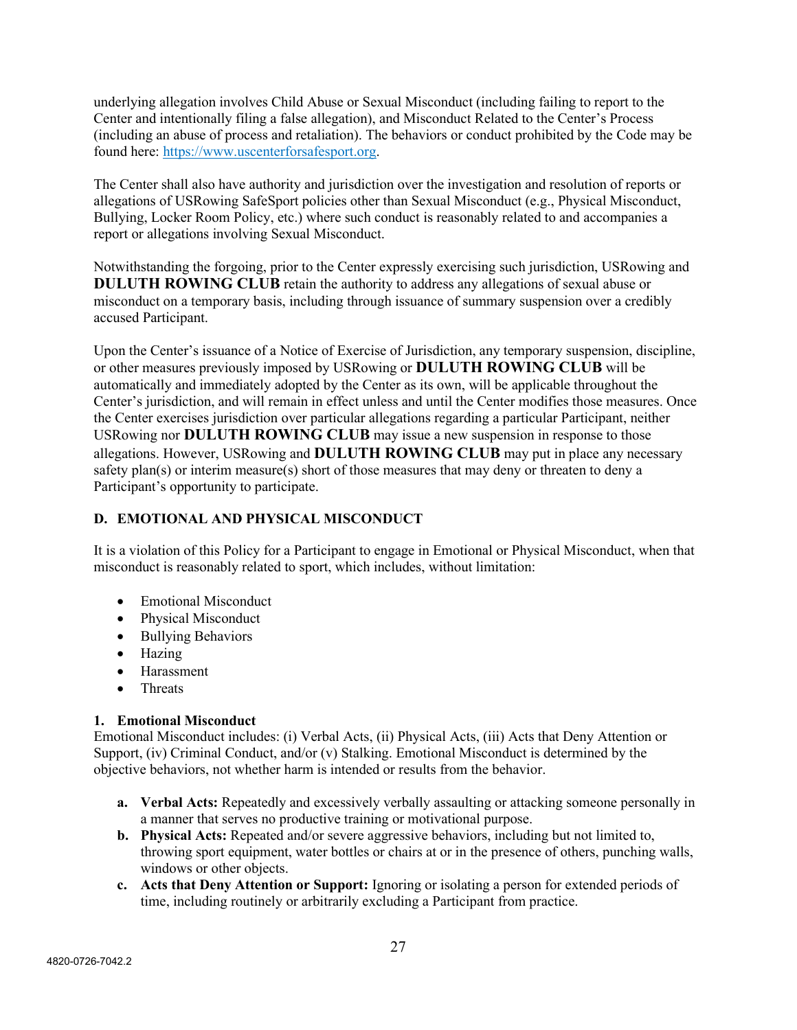underlying allegation involves Child Abuse or Sexual Misconduct (including failing to report to the Center and intentionally filing a false allegation), and Misconduct Related to the Center's Process (including an abuse of process and retaliation). The behaviors or conduct prohibited by the Code may be found here: https://www.uscenterforsafesport.org.

The Center shall also have authority and jurisdiction over the investigation and resolution of reports or allegations of USRowing SafeSport policies other than Sexual Misconduct (e.g., Physical Misconduct, Bullying, Locker Room Policy, etc.) where such conduct is reasonably related to and accompanies a report or allegations involving Sexual Misconduct.

Notwithstanding the forgoing, prior to the Center expressly exercising such jurisdiction, USRowing and **DULUTH ROWING CLUB** retain the authority to address any allegations of sexual abuse or misconduct on a temporary basis, including through issuance of summary suspension over a credibly accused Participant.

Upon the Center's issuance of a Notice of Exercise of Jurisdiction, any temporary suspension, discipline, or other measures previously imposed by USRowing or **DULUTH ROWING CLUB** will be automatically and immediately adopted by the Center as its own, will be applicable throughout the Center's jurisdiction, and will remain in effect unless and until the Center modifies those measures. Once the Center exercises jurisdiction over particular allegations regarding a particular Participant, neither USRowing nor **DULUTH ROWING CLUB** may issue a new suspension in response to those allegations. However, USRowing and **DULUTH ROWING CLUB** may put in place any necessary safety plan(s) or interim measure(s) short of those measures that may deny or threaten to deny a Participant's opportunity to participate.

## D. EMOTIONAL AND PHYSICAL MISCONDUCT

It is a violation of this Policy for a Participant to engage in Emotional or Physical Misconduct, when that misconduct is reasonably related to sport, which includes, without limitation:

- Emotional Misconduct
- Physical Misconduct
- Bullying Behaviors
- Hazing
- Harassment
- Threats

### 1. Emotional Misconduct

Emotional Misconduct includes: (i) Verbal Acts, (ii) Physical Acts, (iii) Acts that Deny Attention or Support, (iv) Criminal Conduct, and/or (v) Stalking. Emotional Misconduct is determined by the objective behaviors, not whether harm is intended or results from the behavior.

a. **Verbal Acts:** Repeatedly and excessively verbally assaulting or attacking someone personally in a manner that serves no productive training or motivational purpose.
b. **Physical Acts:** Repeated and/or severe aggressive behaviors, including but not limited to, throwing sport equipment, water bottles or chairs at or in the presence of others, punching walls, windows or other objects.
c. **Acts that Deny Attention or Support:** Ignoring or isolating a person for extended periods of time, including routinely or arbitrarily excluding a Participant from practice.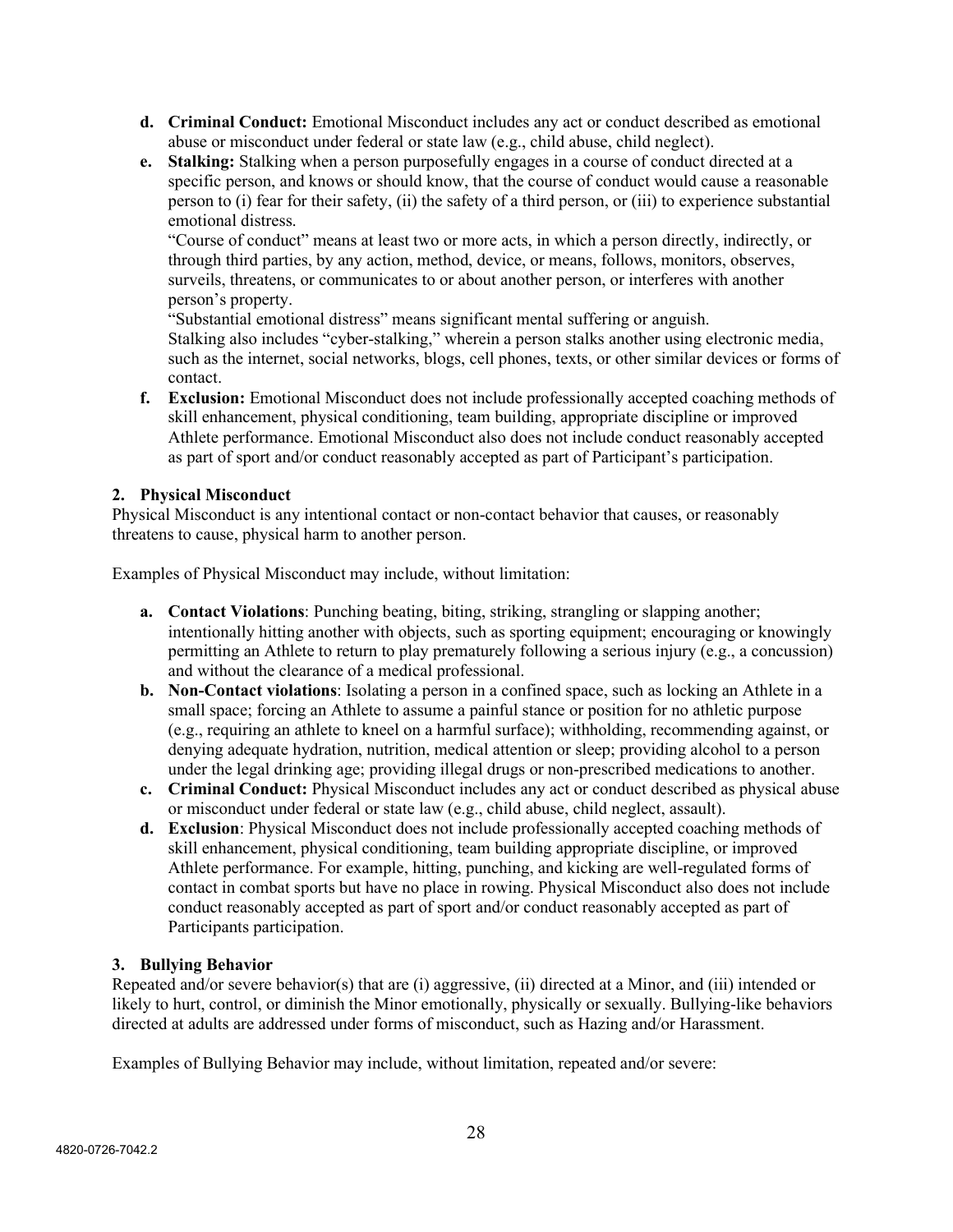d. **Criminal Conduct:** Emotional Misconduct includes any act or conduct described as emotional abuse or misconduct under federal or state law (e.g., child abuse, child neglect).

e. **Stalking:** Stalking when a person purposefully engages in a course of conduct directed at a specific person, and knows or should know, that the course of conduct would cause a reasonable person to (i) fear for their safety, (ii) the safety of a third person, or (iii) to experience substantial emotional distress.
"Course of conduct" means at least two or more acts, in which a person directly, indirectly, or through third parties, by any action, method, device, or means, follows, monitors, observes, surveils, threatens, or communicates to or about another person, or interferes with another person's property.
"Substantial emotional distress" means significant mental suffering or anguish.
Stalking also includes "cyber-stalking," wherein a person stalks another using electronic media, such as the internet, social networks, blogs, cell phones, texts, or other similar devices or forms of contact.

f. **Exclusion:** Emotional Misconduct does not include professionally accepted coaching methods of skill enhancement, physical conditioning, team building, appropriate discipline or improved Athlete performance. Emotional Misconduct also does not include conduct reasonably accepted as part of sport and/or conduct reasonably accepted as part of Participant's participation.

### 2. Physical Misconduct

Physical Misconduct is any intentional contact or non-contact behavior that causes, or reasonably threatens to cause, physical harm to another person.

Examples of Physical Misconduct may include, without limitation:

a. **Contact Violations**: Punching beating, biting, striking, strangling or slapping another; intentionally hitting another with objects, such as sporting equipment; encouraging or knowingly permitting an Athlete to return to play prematurely following a serious injury (e.g., a concussion) and without the clearance of a medical professional.

b. **Non-Contact violations**: Isolating a person in a confined space, such as locking an Athlete in a small space; forcing an Athlete to assume a painful stance or position for no athletic purpose (e.g., requiring an athlete to kneel on a harmful surface); withholding, recommending against, or denying adequate hydration, nutrition, medical attention or sleep; providing alcohol to a person under the legal drinking age; providing illegal drugs or non-prescribed medications to another.

c. **Criminal Conduct:** Physical Misconduct includes any act or conduct described as physical abuse or misconduct under federal or state law (e.g., child abuse, child neglect, assault).

d. **Exclusion**: Physical Misconduct does not include professionally accepted coaching methods of skill enhancement, physical conditioning, team building appropriate discipline, or improved Athlete performance. For example, hitting, punching, and kicking are well-regulated forms of contact in combat sports but have no place in rowing. Physical Misconduct also does not include conduct reasonably accepted as part of sport and/or conduct reasonably accepted as part of Participants participation.

### 3. Bullying Behavior

Repeated and/or severe behavior(s) that are (i) aggressive, (ii) directed at a Minor, and (iii) intended or likely to hurt, control, or diminish the Minor emotionally, physically or sexually. Bullying-like behaviors directed at adults are addressed under forms of misconduct, such as Hazing and/or Harassment.

Examples of Bullying Behavior may include, without limitation, repeated and/or severe: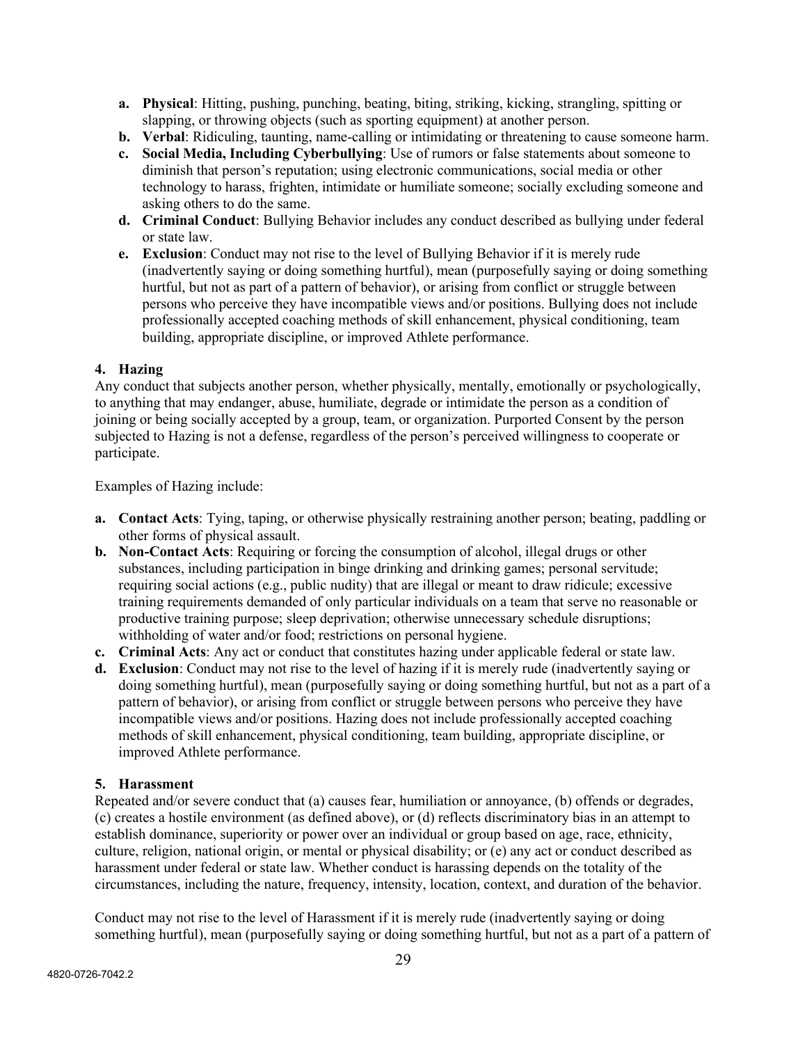a. **Physical**: Hitting, pushing, punching, beating, biting, striking, kicking, strangling, spitting or slapping, or throwing objects (such as sporting equipment) at another person.
b. **Verbal**: Ridiculing, taunting, name-calling or intimidating or threatening to cause someone harm.
c. **Social Media, Including Cyberbullying**: Use of rumors or false statements about someone to diminish that person's reputation; using electronic communications, social media or other technology to harass, frighten, intimidate or humiliate someone; socially excluding someone and asking others to do the same.
d. **Criminal Conduct**: Bullying Behavior includes any conduct described as bullying under federal or state law.
e. **Exclusion**: Conduct may not rise to the level of Bullying Behavior if it is merely rude (inadvertently saying or doing something hurtful), mean (purposefully saying or doing something hurtful, but not as part of a pattern of behavior), or arising from conflict or struggle between persons who perceive they have incompatible views and/or positions. Bullying does not include professionally accepted coaching methods of skill enhancement, physical conditioning, team building, appropriate discipline, or improved Athlete performance.

**4. Hazing**

Any conduct that subjects another person, whether physically, mentally, emotionally or psychologically, to anything that may endanger, abuse, humiliate, degrade or intimidate the person as a condition of joining or being socially accepted by a group, team, or organization. Purported Consent by the person subjected to Hazing is not a defense, regardless of the person's perceived willingness to cooperate or participate.

Examples of Hazing include:

a. **Contact Acts**: Tying, taping, or otherwise physically restraining another person; beating, paddling or other forms of physical assault.
b. **Non-Contact Acts**: Requiring or forcing the consumption of alcohol, illegal drugs or other substances, including participation in binge drinking and drinking games; personal servitude; requiring social actions (e.g., public nudity) that are illegal or meant to draw ridicule; excessive training requirements demanded of only particular individuals on a team that serve no reasonable or productive training purpose; sleep deprivation; otherwise unnecessary schedule disruptions; withholding of water and/or food; restrictions on personal hygiene.
c. **Criminal Acts**: Any act or conduct that constitutes hazing under applicable federal or state law.
d. **Exclusion**: Conduct may not rise to the level of hazing if it is merely rude (inadvertently saying or doing something hurtful), mean (purposefully saying or doing something hurtful, but not as a part of a pattern of behavior), or arising from conflict or struggle between persons who perceive they have incompatible views and/or positions. Hazing does not include professionally accepted coaching methods of skill enhancement, physical conditioning, team building, appropriate discipline, or improved Athlete performance.

**5. Harassment**

Repeated and/or severe conduct that (a) causes fear, humiliation or annoyance, (b) offends or degrades, (c) creates a hostile environment (as defined above), or (d) reflects discriminatory bias in an attempt to establish dominance, superiority or power over an individual or group based on age, race, ethnicity, culture, religion, national origin, or mental or physical disability; or (e) any act or conduct described as harassment under federal or state law. Whether conduct is harassing depends on the totality of the circumstances, including the nature, frequency, intensity, location, context, and duration of the behavior.

Conduct may not rise to the level of Harassment if it is merely rude (inadvertently saying or doing something hurtful), mean (purposefully saying or doing something hurtful, but not as a part of a pattern of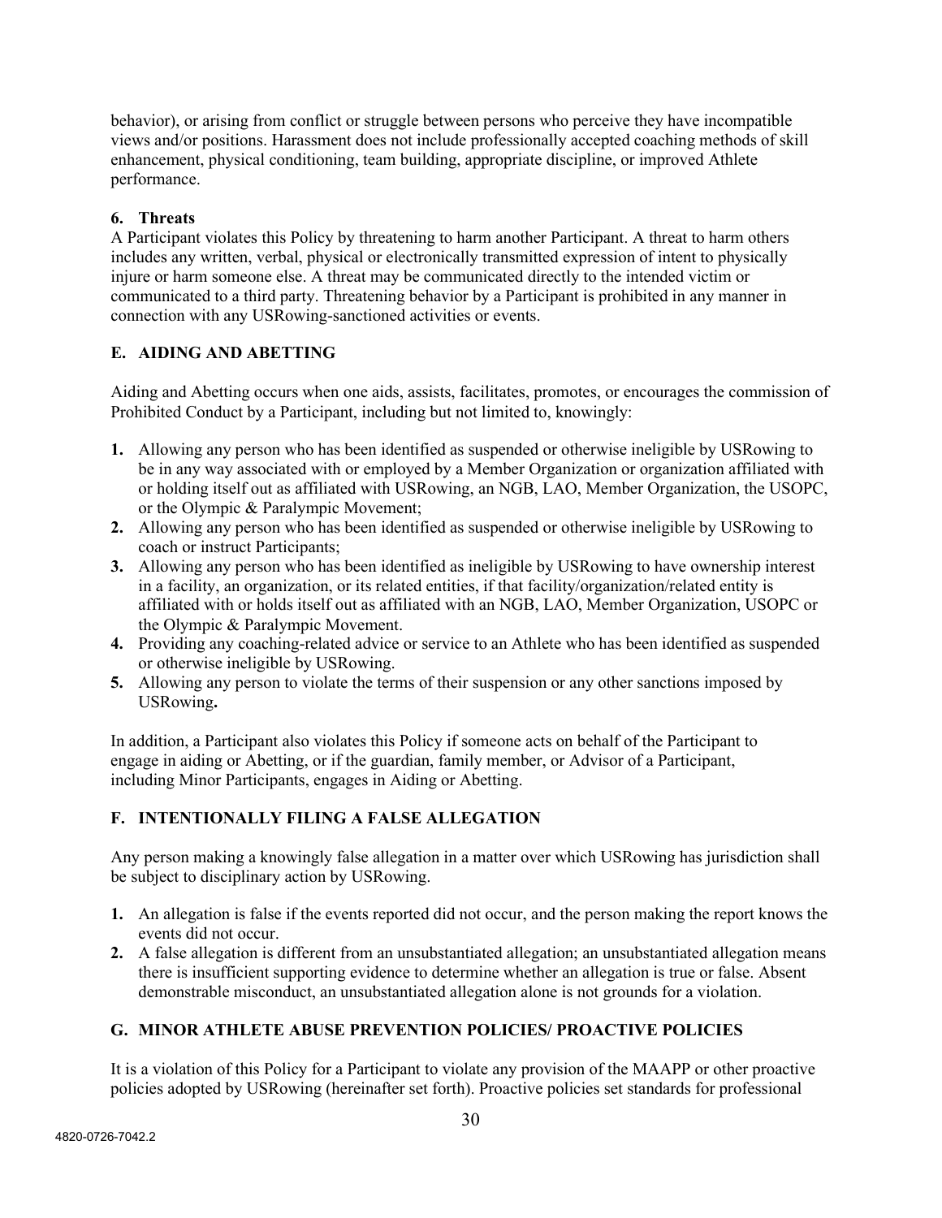behavior), or arising from conflict or struggle between persons who perceive they have incompatible views and/or positions. Harassment does not include professionally accepted coaching methods of skill enhancement, physical conditioning, team building, appropriate discipline, or improved Athlete performance.

**6. Threats**

A Participant violates this Policy by threatening to harm another Participant. A threat to harm others includes any written, verbal, physical or electronically transmitted expression of intent to physically injure or harm someone else. A threat may be communicated directly to the intended victim or communicated to a third party. Threatening behavior by a Participant is prohibited in any manner in connection with any USRowing-sanctioned activities or events.

## E. AIDING AND ABETTING

Aiding and Abetting occurs when one aids, assists, facilitates, promotes, or encourages the commission of Prohibited Conduct by a Participant, including but not limited to, knowingly:

1. Allowing any person who has been identified as suspended or otherwise ineligible by USRowing to be in any way associated with or employed by a Member Organization or organization affiliated with or holding itself out as affiliated with USRowing, an NGB, LAO, Member Organization, the USOPC, or the Olympic & Paralympic Movement;
2. Allowing any person who has been identified as suspended or otherwise ineligible by USRowing to coach or instruct Participants;
3. Allowing any person who has been identified as ineligible by USRowing to have ownership interest in a facility, an organization, or its related entities, if that facility/organization/related entity is affiliated with or holds itself out as affiliated with an NGB, LAO, Member Organization, USOPC or the Olympic & Paralympic Movement.
4. Providing any coaching-related advice or service to an Athlete who has been identified as suspended or otherwise ineligible by USRowing.
5. Allowing any person to violate the terms of their suspension or any other sanctions imposed by USRowing**.**

In addition, a Participant also violates this Policy if someone acts on behalf of the Participant to engage in aiding or Abetting, or if the guardian, family member, or Advisor of a Participant, including Minor Participants, engages in Aiding or Abetting.

## F. INTENTIONALLY FILING A FALSE ALLEGATION

Any person making a knowingly false allegation in a matter over which USRowing has jurisdiction shall be subject to disciplinary action by USRowing.

1. An allegation is false if the events reported did not occur, and the person making the report knows the events did not occur.
2. A false allegation is different from an unsubstantiated allegation; an unsubstantiated allegation means there is insufficient supporting evidence to determine whether an allegation is true or false. Absent demonstrable misconduct, an unsubstantiated allegation alone is not grounds for a violation.

## G. MINOR ATHLETE ABUSE PREVENTION POLICIES/ PROACTIVE POLICIES

It is a violation of this Policy for a Participant to violate any provision of the MAAPP or other proactive policies adopted by USRowing (hereinafter set forth). Proactive policies set standards for professional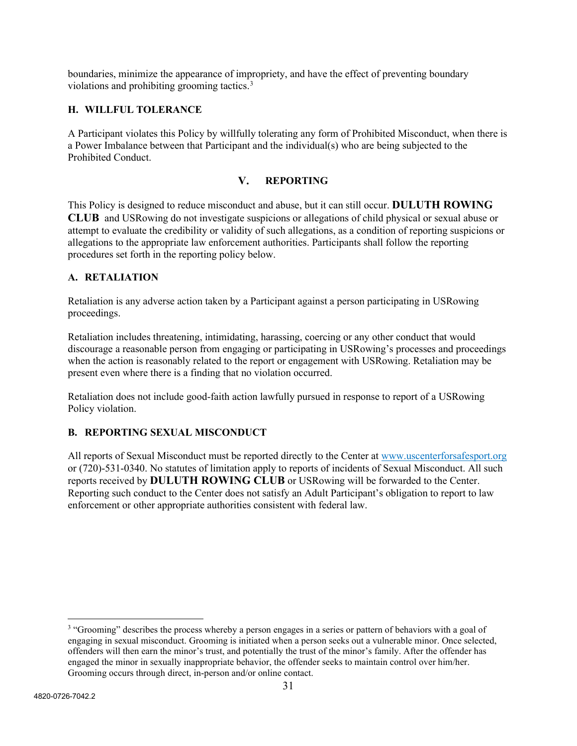boundaries, minimize the appearance of impropriety, and have the effect of preventing boundary violations and prohibiting grooming tactics.[3]

### H. WILLFUL TOLERANCE

A Participant violates this Policy by willfully tolerating any form of Prohibited Misconduct, when there is a Power Imbalance between that Participant and the individual(s) who are being subjected to the Prohibited Conduct.

## V. REPORTING

This Policy is designed to reduce misconduct and abuse, but it can still occur. **DULUTH ROWING CLUB** and USRowing do not investigate suspicions or allegations of child physical or sexual abuse or attempt to evaluate the credibility or validity of such allegations, as a condition of reporting suspicions or allegations to the appropriate law enforcement authorities. Participants shall follow the reporting procedures set forth in the reporting policy below.

### A. RETALIATION

Retaliation is any adverse action taken by a Participant against a person participating in USRowing proceedings.

Retaliation includes threatening, intimidating, harassing, coercing or any other conduct that would discourage a reasonable person from engaging or participating in USRowing's processes and proceedings when the action is reasonably related to the report or engagement with USRowing. Retaliation may be present even where there is a finding that no violation occurred.

Retaliation does not include good-faith action lawfully pursued in response to report of a USRowing Policy violation.

### B. REPORTING SEXUAL MISCONDUCT

All reports of Sexual Misconduct must be reported directly to the Center at [www.uscenterforsafesport.org](http://www.uscenterforsafesport.org) or (720)-531-0340. No statutes of limitation apply to reports of incidents of Sexual Misconduct. All such reports received by **DULUTH ROWING CLUB** or USRowing will be forwarded to the Center. Reporting such conduct to the Center does not satisfy an Adult Participant's obligation to report to law enforcement or other appropriate authorities consistent with federal law.

---

[3] "Grooming" describes the process whereby a person engages in a series or pattern of behaviors with a goal of engaging in sexual misconduct. Grooming is initiated when a person seeks out a vulnerable minor. Once selected, offenders will then earn the minor's trust, and potentially the trust of the minor's family. After the offender has engaged the minor in sexually inappropriate behavior, the offender seeks to maintain control over him/her. Grooming occurs through direct, in-person and/or online contact.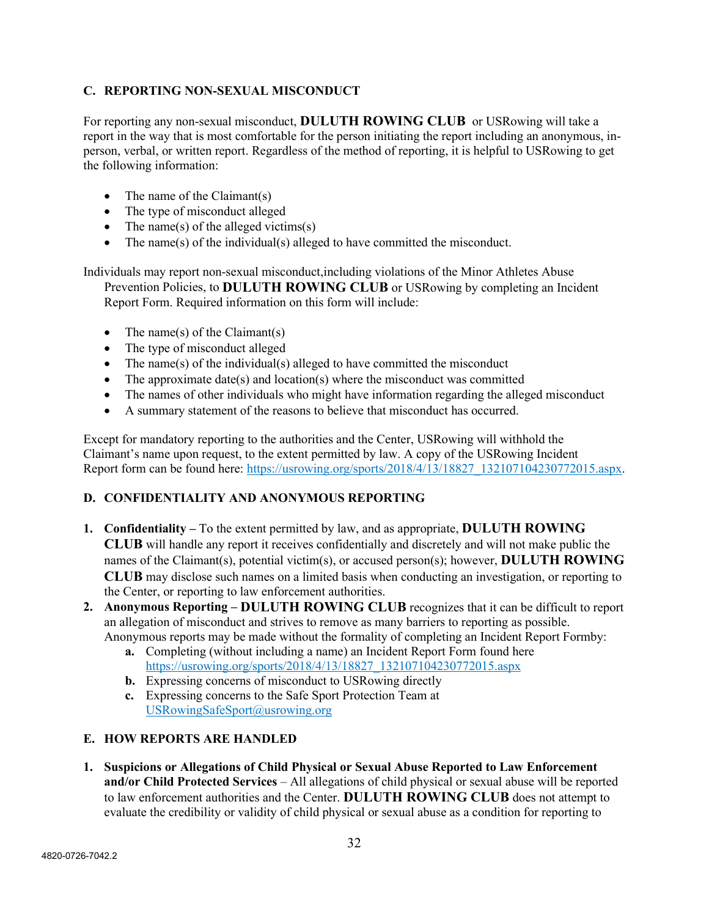### C. REPORTING NON-SEXUAL MISCONDUCT

For reporting any non-sexual misconduct, **DULUTH ROWING CLUB** or USRowing will take a report in the way that is most comfortable for the person initiating the report including an anonymous, in-person, verbal, or written report. Regardless of the method of reporting, it is helpful to USRowing to get the following information:

- The name of the Claimant(s)
- The type of misconduct alleged
- The name(s) of the alleged victims(s)
- The name(s) of the individual(s) alleged to have committed the misconduct.

Individuals may report non-sexual misconduct,including violations of the Minor Athletes Abuse Prevention Policies, to **DULUTH ROWING CLUB** or USRowing by completing an Incident Report Form. Required information on this form will include:

- The name(s) of the Claimant(s)
- The type of misconduct alleged
- The name(s) of the individual(s) alleged to have committed the misconduct
- The approximate date(s) and location(s) where the misconduct was committed
- The names of other individuals who might have information regarding the alleged misconduct
- A summary statement of the reasons to believe that misconduct has occurred.

Except for mandatory reporting to the authorities and the Center, USRowing will withhold the Claimant's name upon request, to the extent permitted by law. A copy of the USRowing Incident Report form can be found here: https://usrowing.org/sports/2018/4/13/18827_132107104230772015.aspx.

### D. CONFIDENTIALITY AND ANONYMOUS REPORTING

1. **Confidentiality –** To the extent permitted by law, and as appropriate, **DULUTH ROWING CLUB** will handle any report it receives confidentially and discretely and will not make public the names of the Claimant(s), potential victim(s), or accused person(s); however, **DULUTH ROWING CLUB** may disclose such names on a limited basis when conducting an investigation, or reporting to the Center, or reporting to law enforcement authorities.
2. **Anonymous Reporting – DULUTH ROWING CLUB** recognizes that it can be difficult to report an allegation of misconduct and strives to remove as many barriers to reporting as possible. Anonymous reports may be made without the formality of completing an Incident Report Formby:
   a. Completing (without including a name) an Incident Report Form found here https://usrowing.org/sports/2018/4/13/18827_132107104230772015.aspx
   b. Expressing concerns of misconduct to USRowing directly
   c. Expressing concerns to the Safe Sport Protection Team at USRowingSafeSport@usrowing.org

### E. HOW REPORTS ARE HANDLED

1. **Suspicions or Allegations of Child Physical or Sexual Abuse Reported to Law Enforcement and/or Child Protected Services** – All allegations of child physical or sexual abuse will be reported to law enforcement authorities and the Center. **DULUTH ROWING CLUB** does not attempt to evaluate the credibility or validity of child physical or sexual abuse as a condition for reporting to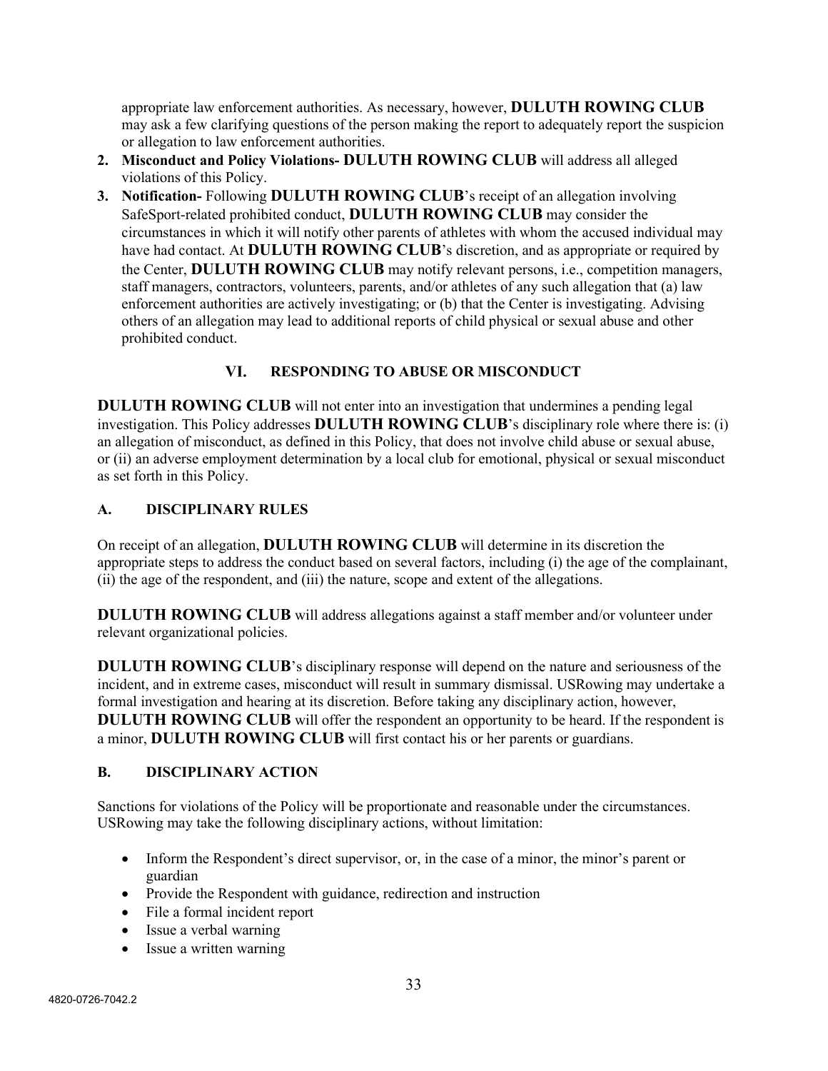appropriate law enforcement authorities. As necessary, however, **DULUTH ROWING CLUB** may ask a few clarifying questions of the person making the report to adequately report the suspicion or allegation to law enforcement authorities.

2. **Misconduct and Policy Violations- DULUTH ROWING CLUB** will address all alleged violations of this Policy.
3. **Notification-** Following **DULUTH ROWING CLUB**'s receipt of an allegation involving SafeSport-related prohibited conduct, **DULUTH ROWING CLUB** may consider the circumstances in which it will notify other parents of athletes with whom the accused individual may have had contact. At **DULUTH ROWING CLUB**'s discretion, and as appropriate or required by the Center, **DULUTH ROWING CLUB** may notify relevant persons, i.e., competition managers, staff managers, contractors, volunteers, parents, and/or athletes of any such allegation that (a) law enforcement authorities are actively investigating; or (b) that the Center is investigating. Advising others of an allegation may lead to additional reports of child physical or sexual abuse and other prohibited conduct.

## VI. RESPONDING TO ABUSE OR MISCONDUCT

**DULUTH ROWING CLUB** will not enter into an investigation that undermines a pending legal investigation. This Policy addresses **DULUTH ROWING CLUB**'s disciplinary role where there is: (i) an allegation of misconduct, as defined in this Policy, that does not involve child abuse or sexual abuse, or (ii) an adverse employment determination by a local club for emotional, physical or sexual misconduct as set forth in this Policy.

### A. DISCIPLINARY RULES

On receipt of an allegation, **DULUTH ROWING CLUB** will determine in its discretion the appropriate steps to address the conduct based on several factors, including (i) the age of the complainant, (ii) the age of the respondent, and (iii) the nature, scope and extent of the allegations.

**DULUTH ROWING CLUB** will address allegations against a staff member and/or volunteer under relevant organizational policies.

**DULUTH ROWING CLUB**'s disciplinary response will depend on the nature and seriousness of the incident, and in extreme cases, misconduct will result in summary dismissal. USRowing may undertake a formal investigation and hearing at its discretion. Before taking any disciplinary action, however, **DULUTH ROWING CLUB** will offer the respondent an opportunity to be heard. If the respondent is a minor, **DULUTH ROWING CLUB** will first contact his or her parents or guardians.

### B. DISCIPLINARY ACTION

Sanctions for violations of the Policy will be proportionate and reasonable under the circumstances. USRowing may take the following disciplinary actions, without limitation:

- Inform the Respondent's direct supervisor, or, in the case of a minor, the minor's parent or guardian
- Provide the Respondent with guidance, redirection and instruction
- File a formal incident report
- Issue a verbal warning
- Issue a written warning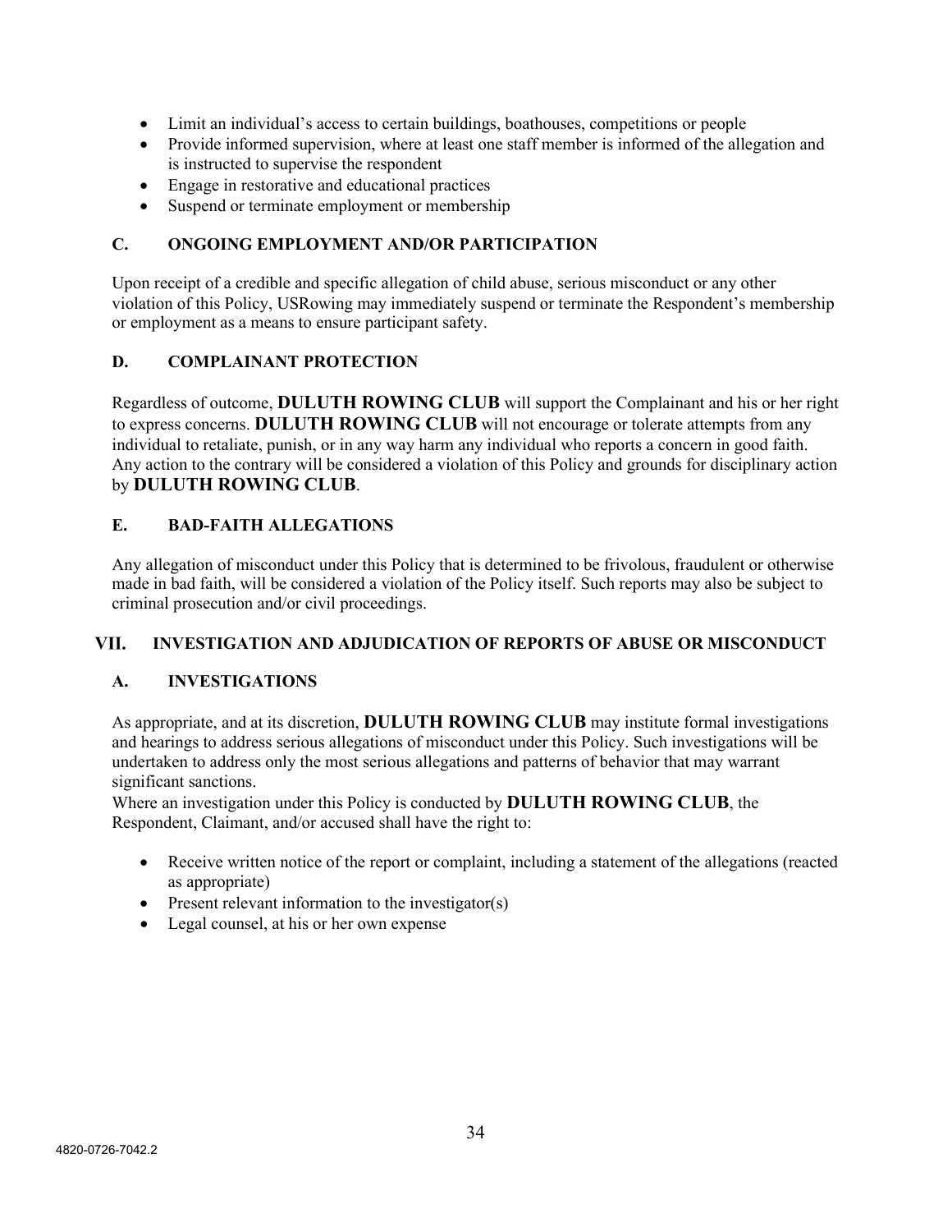- Limit an individual's access to certain buildings, boathouses, competitions or people
- Provide informed supervision, where at least one staff member is informed of the allegation and is instructed to supervise the respondent
- Engage in restorative and educational practices
- Suspend or terminate employment or membership

### C. ONGOING EMPLOYMENT AND/OR PARTICIPATION

Upon receipt of a credible and specific allegation of child abuse, serious misconduct or any other violation of this Policy, USRowing may immediately suspend or terminate the Respondent's membership or employment as a means to ensure participant safety.

### D. COMPLAINANT PROTECTION

Regardless of outcome, **DULUTH ROWING CLUB** will support the Complainant and his or her right to express concerns. **DULUTH ROWING CLUB** will not encourage or tolerate attempts from any individual to retaliate, punish, or in any way harm any individual who reports a concern in good faith. Any action to the contrary will be considered a violation of this Policy and grounds for disciplinary action by **DULUTH ROWING CLUB**.

### E. BAD-FAITH ALLEGATIONS

Any allegation of misconduct under this Policy that is determined to be frivolous, fraudulent or otherwise made in bad faith, will be considered a violation of the Policy itself. Such reports may also be subject to criminal prosecution and/or civil proceedings.

## VII. INVESTIGATION AND ADJUDICATION OF REPORTS OF ABUSE OR MISCONDUCT

### A. INVESTIGATIONS

As appropriate, and at its discretion, **DULUTH ROWING CLUB** may institute formal investigations and hearings to address serious allegations of misconduct under this Policy. Such investigations will be undertaken to address only the most serious allegations and patterns of behavior that may warrant significant sanctions.

Where an investigation under this Policy is conducted by **DULUTH ROWING CLUB**, the Respondent, Claimant, and/or accused shall have the right to:

- Receive written notice of the report or complaint, including a statement of the allegations (reacted as appropriate)
- Present relevant information to the investigator(s)
- Legal counsel, at his or her own expense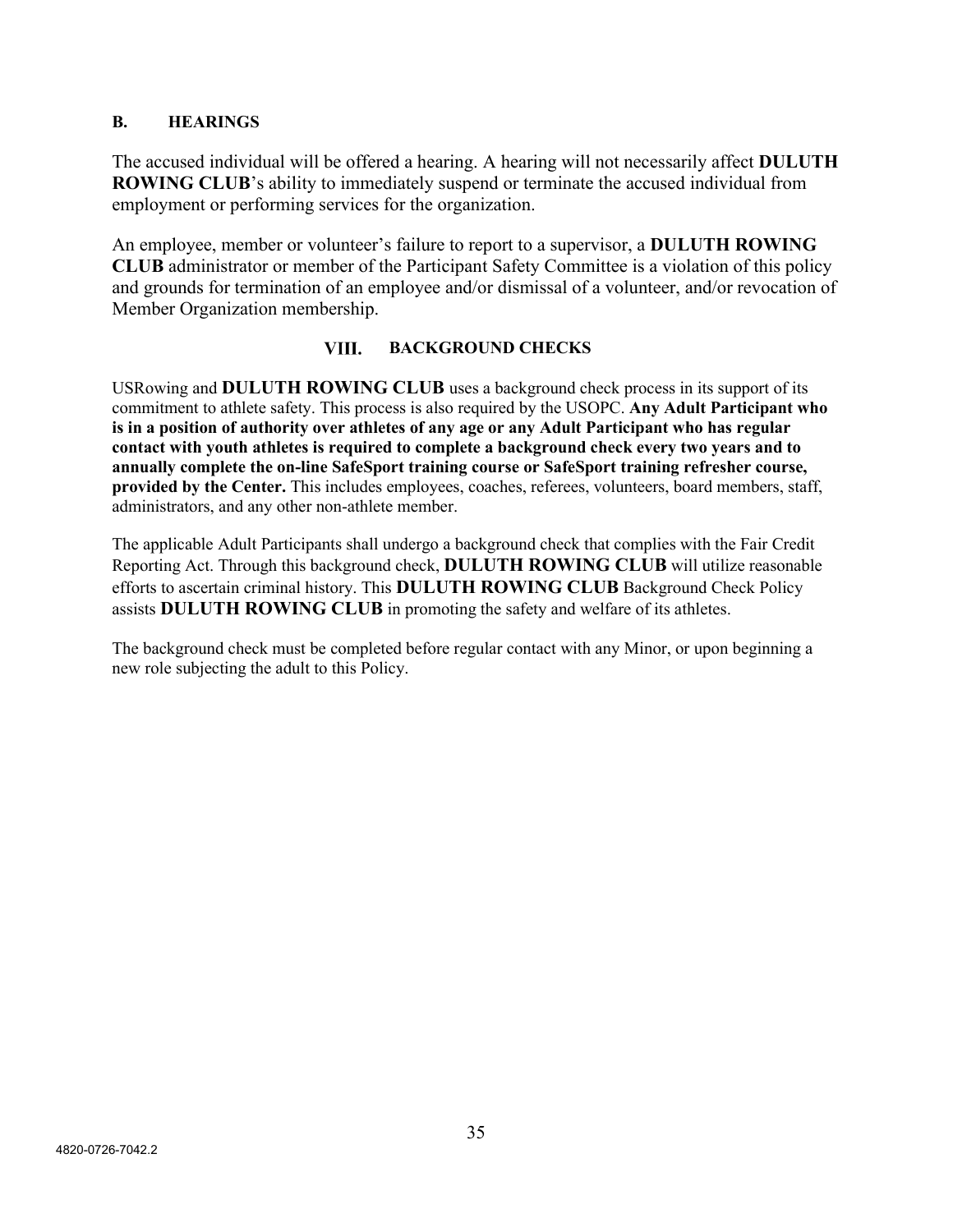### B. HEARINGS

The accused individual will be offered a hearing. A hearing will not necessarily affect **DULUTH ROWING CLUB**'s ability to immediately suspend or terminate the accused individual from employment or performing services for the organization.

An employee, member or volunteer's failure to report to a supervisor, a **DULUTH ROWING CLUB** administrator or member of the Participant Safety Committee is a violation of this policy and grounds for termination of an employee and/or dismissal of a volunteer, and/or revocation of Member Organization membership.

## VIII. BACKGROUND CHECKS

USRowing and **DULUTH ROWING CLUB** uses a background check process in its support of its commitment to athlete safety. This process is also required by the USOPC. **Any Adult Participant who is in a position of authority over athletes of any age or any Adult Participant who has regular contact with youth athletes is required to complete a background check every two years and to annually complete the on-line SafeSport training course or SafeSport training refresher course, provided by the Center.** This includes employees, coaches, referees, volunteers, board members, staff, administrators, and any other non-athlete member.

The applicable Adult Participants shall undergo a background check that complies with the Fair Credit Reporting Act. Through this background check, **DULUTH ROWING CLUB** will utilize reasonable efforts to ascertain criminal history. This **DULUTH ROWING CLUB** Background Check Policy assists **DULUTH ROWING CLUB** in promoting the safety and welfare of its athletes.

The background check must be completed before regular contact with any Minor, or upon beginning a new role subjecting the adult to this Policy.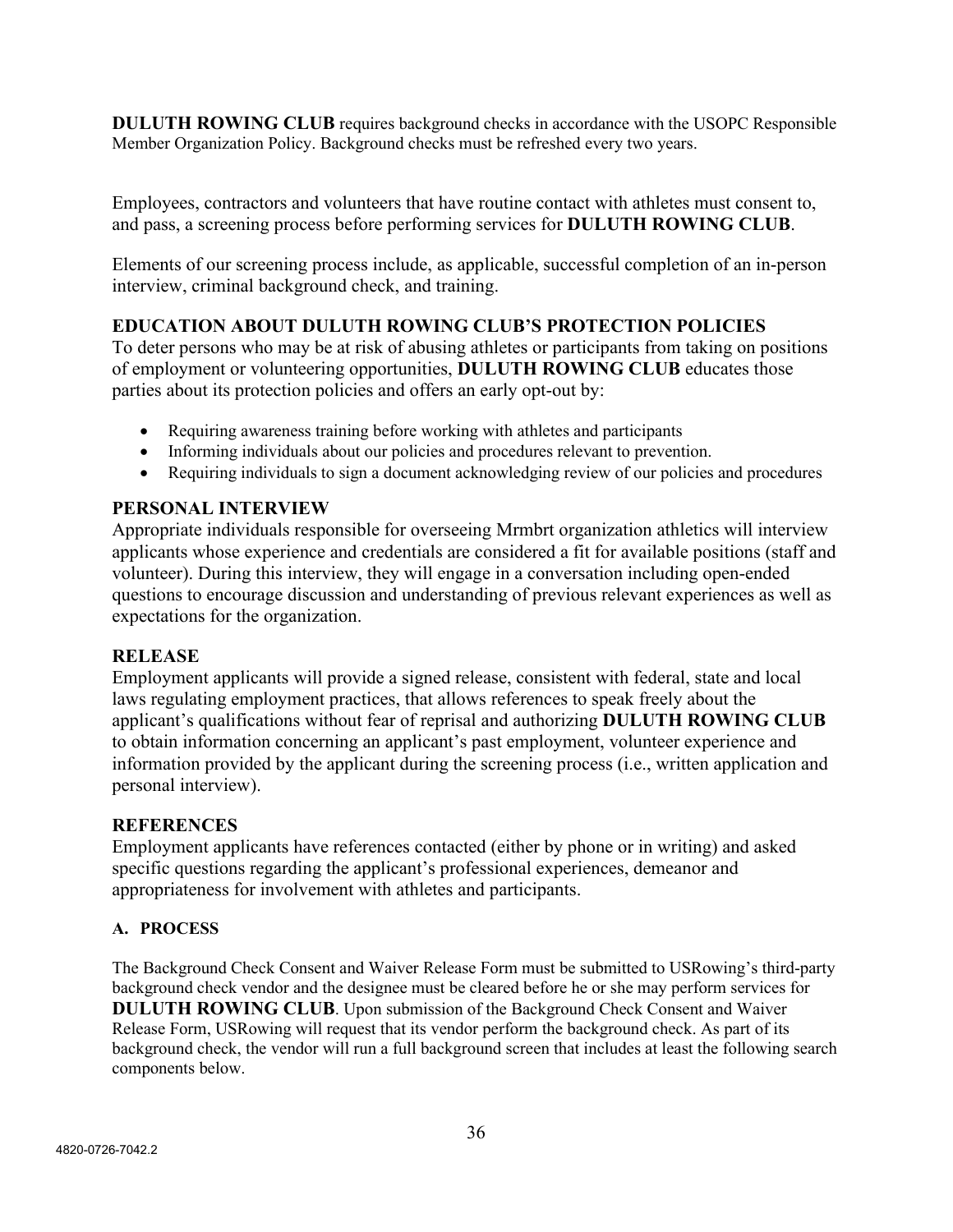**DULUTH ROWING CLUB** requires background checks in accordance with the USOPC Responsible Member Organization Policy. Background checks must be refreshed every two years.

Employees, contractors and volunteers that have routine contact with athletes must consent to, and pass, a screening process before performing services for **DULUTH ROWING CLUB**.

Elements of our screening process include, as applicable, successful completion of an in-person interview, criminal background check, and training.

## EDUCATION ABOUT DULUTH ROWING CLUB'S PROTECTION POLICIES

To deter persons who may be at risk of abusing athletes or participants from taking on positions of employment or volunteering opportunities, **DULUTH ROWING CLUB** educates those parties about its protection policies and offers an early opt-out by:

- Requiring awareness training before working with athletes and participants
- Informing individuals about our policies and procedures relevant to prevention.
- Requiring individuals to sign a document acknowledging review of our policies and procedures

## PERSONAL INTERVIEW

Appropriate individuals responsible for overseeing Mrmbrt organization athletics will interview applicants whose experience and credentials are considered a fit for available positions (staff and volunteer). During this interview, they will engage in a conversation including open-ended questions to encourage discussion and understanding of previous relevant experiences as well as expectations for the organization.

## RELEASE

Employment applicants will provide a signed release, consistent with federal, state and local laws regulating employment practices, that allows references to speak freely about the applicant's qualifications without fear of reprisal and authorizing **DULUTH ROWING CLUB** to obtain information concerning an applicant's past employment, volunteer experience and information provided by the applicant during the screening process (i.e., written application and personal interview).

## REFERENCES

Employment applicants have references contacted (either by phone or in writing) and asked specific questions regarding the applicant's professional experiences, demeanor and appropriateness for involvement with athletes and participants.

### A. PROCESS

The Background Check Consent and Waiver Release Form must be submitted to USRowing's third-party background check vendor and the designee must be cleared before he or she may perform services for **DULUTH ROWING CLUB**. Upon submission of the Background Check Consent and Waiver Release Form, USRowing will request that its vendor perform the background check. As part of its background check, the vendor will run a full background screen that includes at least the following search components below.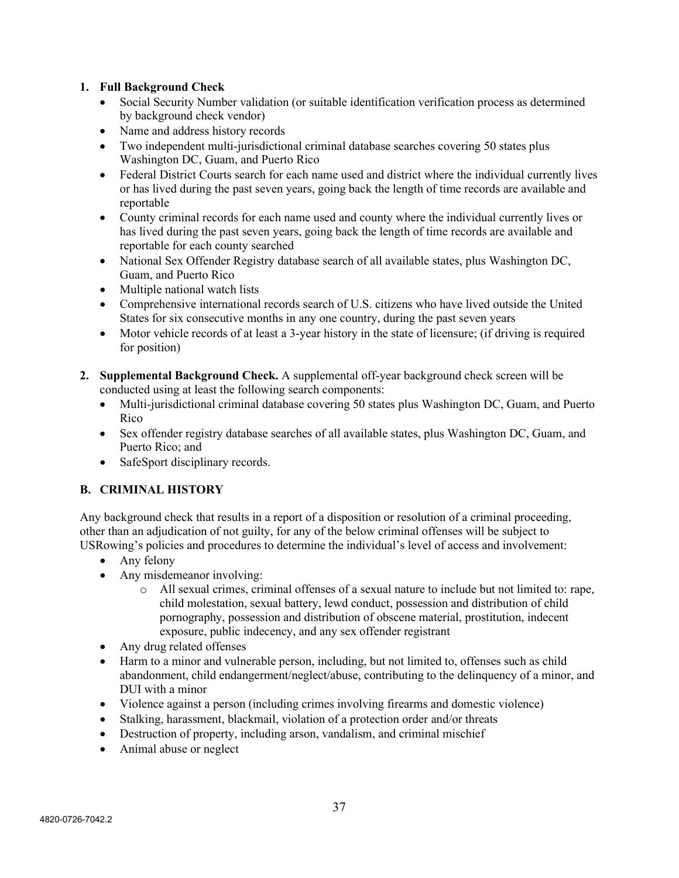1. **Full Background Check**
   - Social Security Number validation (or suitable identification verification process as determined by background check vendor)
   - Name and address history records
   - Two independent multi-jurisdictional criminal database searches covering 50 states plus Washington DC, Guam, and Puerto Rico
   - Federal District Courts search for each name used and district where the individual currently lives or has lived during the past seven years, going back the length of time records are available and reportable
   - County criminal records for each name used and county where the individual currently lives or has lived during the past seven years, going back the length of time records are available and reportable for each county searched
   - National Sex Offender Registry database search of all available states, plus Washington DC, Guam, and Puerto Rico
   - Multiple national watch lists
   - Comprehensive international records search of U.S. citizens who have lived outside the United States for six consecutive months in any one country, during the past seven years
   - Motor vehicle records of at least a 3-year history in the state of licensure; (if driving is required for position)

2. **Supplemental Background Check.** A supplemental off-year background check screen will be conducted using at least the following search components:
   - Multi-jurisdictional criminal database covering 50 states plus Washington DC, Guam, and Puerto Rico
   - Sex offender registry database searches of all available states, plus Washington DC, Guam, and Puerto Rico; and
   - SafeSport disciplinary records.

## B. CRIMINAL HISTORY

Any background check that results in a report of a disposition or resolution of a criminal proceeding, other than an adjudication of not guilty, for any of the below criminal offenses will be subject to USRowing's policies and procedures to determine the individual's level of access and involvement:

- Any felony
- Any misdemeanor involving:
  - All sexual crimes, criminal offenses of a sexual nature to include but not limited to: rape, child molestation, sexual battery, lewd conduct, possession and distribution of child pornography, possession and distribution of obscene material, prostitution, indecent exposure, public indecency, and any sex offender registrant
- Any drug related offenses
- Harm to a minor and vulnerable person, including, but not limited to, offenses such as child abandonment, child endangerment/neglect/abuse, contributing to the delinquency of a minor, and DUI with a minor
- Violence against a person (including crimes involving firearms and domestic violence)
- Stalking, harassment, blackmail, violation of a protection order and/or threats
- Destruction of property, including arson, vandalism, and criminal mischief
- Animal abuse or neglect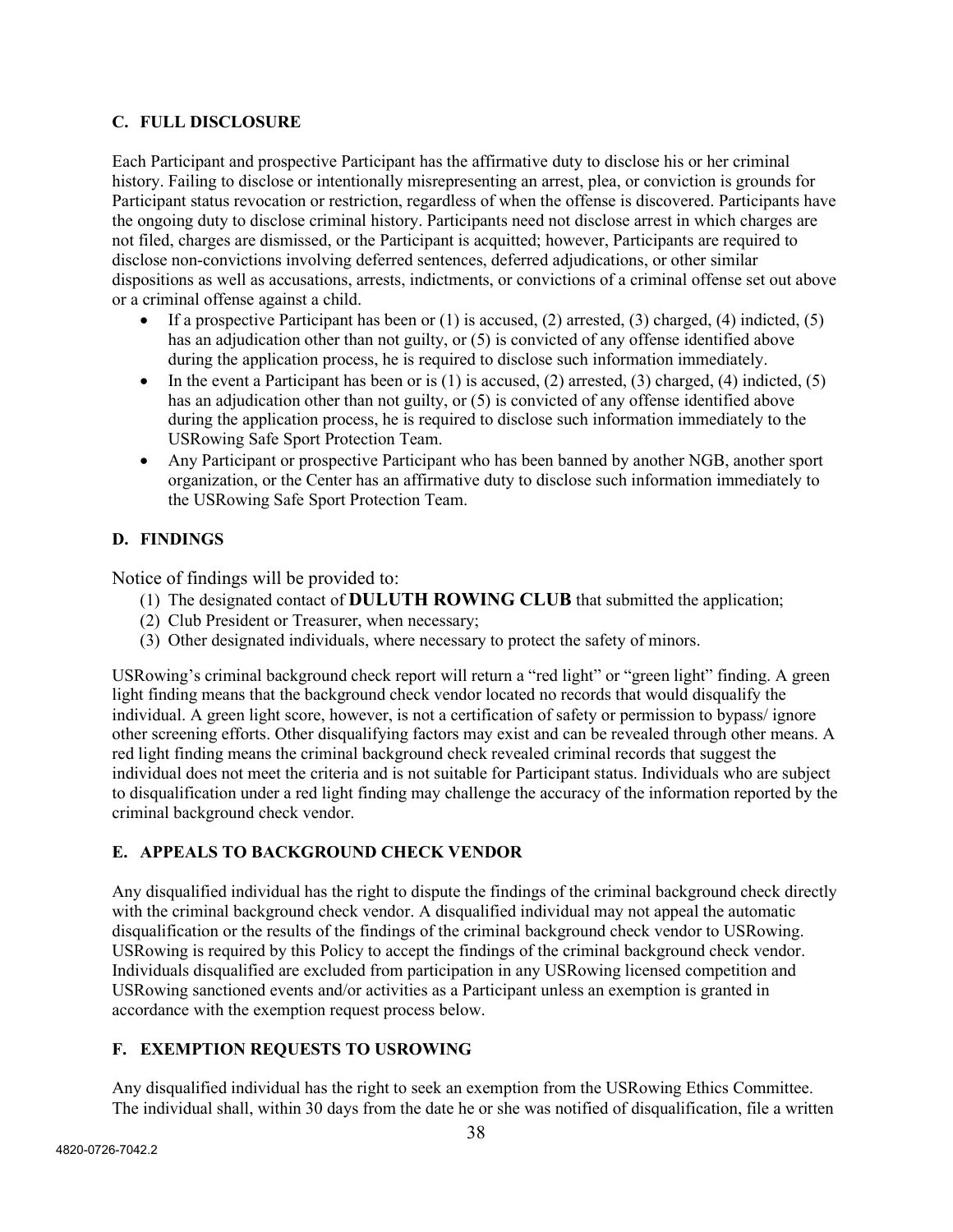### C. FULL DISCLOSURE

Each Participant and prospective Participant has the affirmative duty to disclose his or her criminal history. Failing to disclose or intentionally misrepresenting an arrest, plea, or conviction is grounds for Participant status revocation or restriction, regardless of when the offense is discovered. Participants have the ongoing duty to disclose criminal history. Participants need not disclose arrest in which charges are not filed, charges are dismissed, or the Participant is acquitted; however, Participants are required to disclose non-convictions involving deferred sentences, deferred adjudications, or other similar dispositions as well as accusations, arrests, indictments, or convictions of a criminal offense set out above or a criminal offense against a child.

- If a prospective Participant has been or (1) is accused, (2) arrested, (3) charged, (4) indicted, (5) has an adjudication other than not guilty, or (5) is convicted of any offense identified above during the application process, he is required to disclose such information immediately.
- In the event a Participant has been or is (1) is accused, (2) arrested, (3) charged, (4) indicted, (5) has an adjudication other than not guilty, or (5) is convicted of any offense identified above during the application process, he is required to disclose such information immediately to the USRowing Safe Sport Protection Team.
- Any Participant or prospective Participant who has been banned by another NGB, another sport organization, or the Center has an affirmative duty to disclose such information immediately to the USRowing Safe Sport Protection Team.

### D. FINDINGS

Notice of findings will be provided to:

(1) The designated contact of **DULUTH ROWING CLUB** that submitted the application;
(2) Club President or Treasurer, when necessary;
(3) Other designated individuals, where necessary to protect the safety of minors.

USRowing's criminal background check report will return a "red light" or "green light" finding. A green light finding means that the background check vendor located no records that would disqualify the individual. A green light score, however, is not a certification of safety or permission to bypass/ ignore other screening efforts. Other disqualifying factors may exist and can be revealed through other means. A red light finding means the criminal background check revealed criminal records that suggest the individual does not meet the criteria and is not suitable for Participant status. Individuals who are subject to disqualification under a red light finding may challenge the accuracy of the information reported by the criminal background check vendor.

### E. APPEALS TO BACKGROUND CHECK VENDOR

Any disqualified individual has the right to dispute the findings of the criminal background check directly with the criminal background check vendor. A disqualified individual may not appeal the automatic disqualification or the results of the findings of the criminal background check vendor to USRowing. USRowing is required by this Policy to accept the findings of the criminal background check vendor. Individuals disqualified are excluded from participation in any USRowing licensed competition and USRowing sanctioned events and/or activities as a Participant unless an exemption is granted in accordance with the exemption request process below.

### F. EXEMPTION REQUESTS TO USROWING

Any disqualified individual has the right to seek an exemption from the USRowing Ethics Committee. The individual shall, within 30 days from the date he or she was notified of disqualification, file a written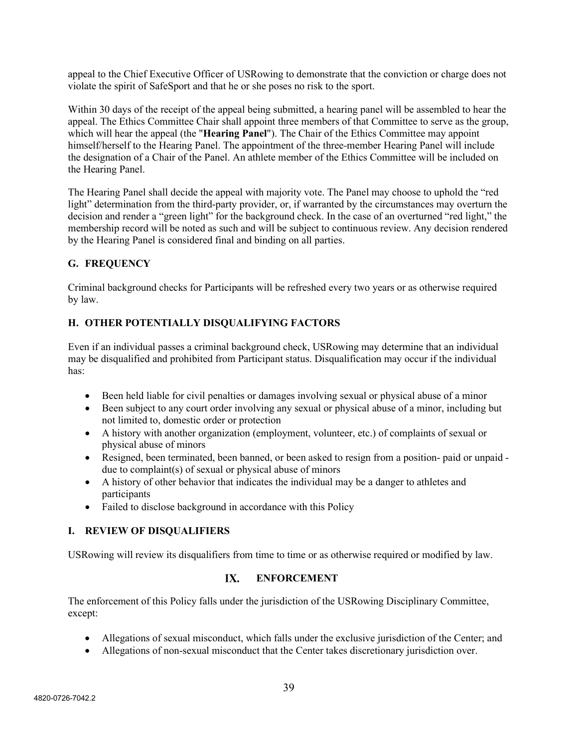appeal to the Chief Executive Officer of USRowing to demonstrate that the conviction or charge does not violate the spirit of SafeSport and that he or she poses no risk to the sport.

Within 30 days of the receipt of the appeal being submitted, a hearing panel will be assembled to hear the appeal. The Ethics Committee Chair shall appoint three members of that Committee to serve as the group, which will hear the appeal (the "**Hearing Panel**"). The Chair of the Ethics Committee may appoint himself/herself to the Hearing Panel. The appointment of the three-member Hearing Panel will include the designation of a Chair of the Panel. An athlete member of the Ethics Committee will be included on the Hearing Panel.

The Hearing Panel shall decide the appeal with majority vote. The Panel may choose to uphold the "red light" determination from the third-party provider, or, if warranted by the circumstances may overturn the decision and render a "green light" for the background check. In the case of an overturned "red light," the membership record will be noted as such and will be subject to continuous review. Any decision rendered by the Hearing Panel is considered final and binding on all parties.

### G. FREQUENCY

Criminal background checks for Participants will be refreshed every two years or as otherwise required by law.

### H. OTHER POTENTIALLY DISQUALIFYING FACTORS

Even if an individual passes a criminal background check, USRowing may determine that an individual may be disqualified and prohibited from Participant status. Disqualification may occur if the individual has:

- Been held liable for civil penalties or damages involving sexual or physical abuse of a minor
- Been subject to any court order involving any sexual or physical abuse of a minor, including but not limited to, domestic order or protection
- A history with another organization (employment, volunteer, etc.) of complaints of sexual or physical abuse of minors
- Resigned, been terminated, been banned, or been asked to resign from a position- paid or unpaid - due to complaint(s) of sexual or physical abuse of minors
- A history of other behavior that indicates the individual may be a danger to athletes and participants
- Failed to disclose background in accordance with this Policy

### I. REVIEW OF DISQUALIFIERS

USRowing will review its disqualifiers from time to time or as otherwise required or modified by law.

## IX. ENFORCEMENT

The enforcement of this Policy falls under the jurisdiction of the USRowing Disciplinary Committee, except:

- Allegations of sexual misconduct, which falls under the exclusive jurisdiction of the Center; and
- Allegations of non-sexual misconduct that the Center takes discretionary jurisdiction over.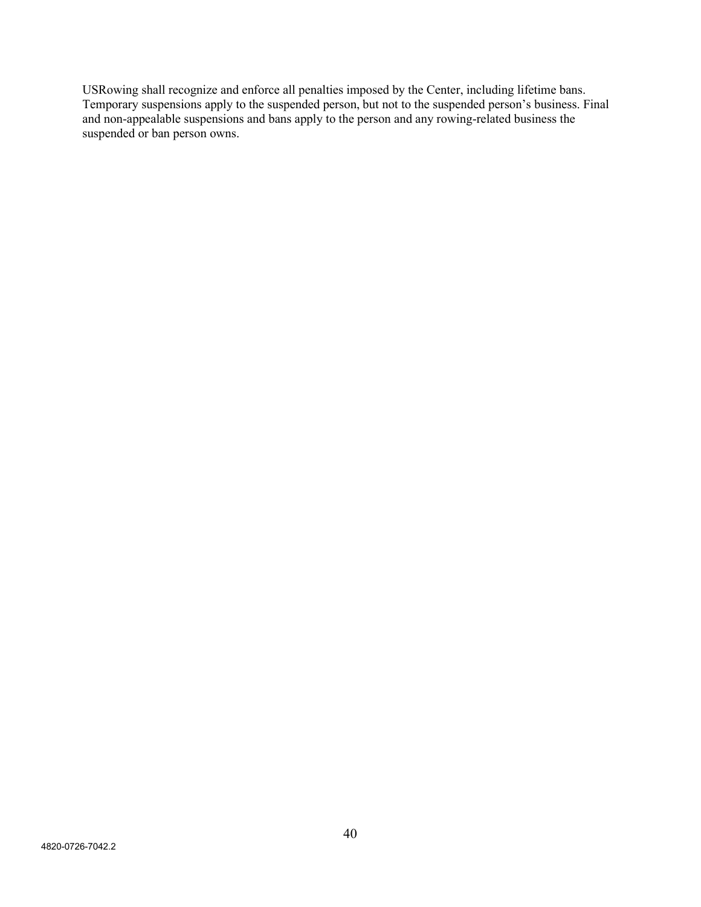USRowing shall recognize and enforce all penalties imposed by the Center, including lifetime bans. Temporary suspensions apply to the suspended person, but not to the suspended person's business. Final and non-appealable suspensions and bans apply to the person and any rowing-related business the suspended or ban person owns.